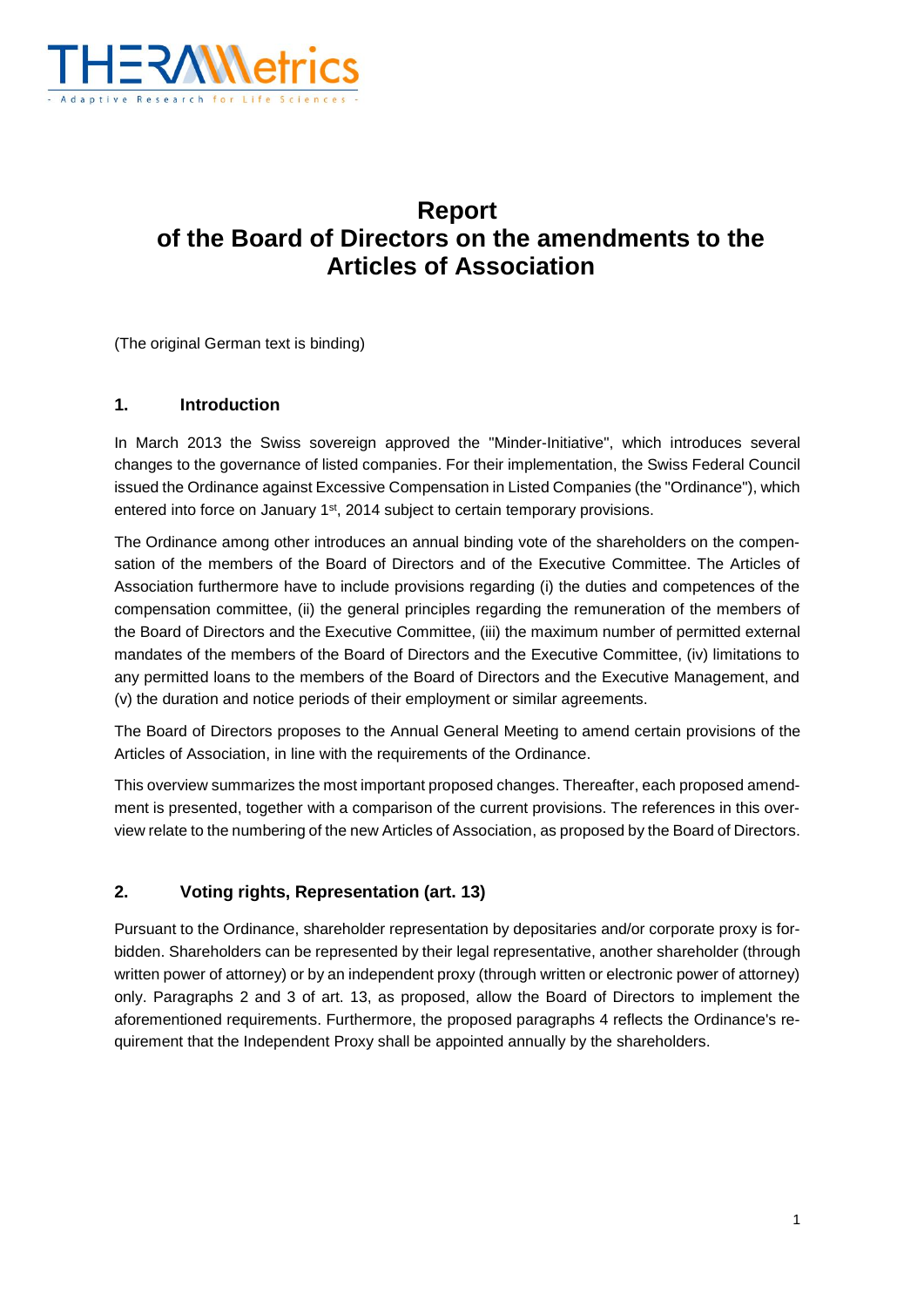# Report of the Board of Directors on the amendments to the Articles of Association

(The original German text is binding)

## 1. Introduction

In March 2013 the Swiss sovereign approved the "Minder-Initiative", which introduces several changes to the governance of listed companies. For their implementation, the Swiss Federal Council issued the Ordinance against Excessive Compensation in Listed Companies (the "Ordinance"), which entered into force on January 1st, 2014 subject to certain temporary provisions.

The Ordinance among other introduces an annual binding vote of the shareholders on the compensation of the members of the Board of Directors and of the Executive Committee. The Articles of Association furthermore have to include provisions regarding (i) the duties and competences of the compensation committee, (ii) the general principles regarding the remuneration of the members of the Board of Directors and the Executive Committee, (iii) the maximum number of permitted external mandates of the members of the Board of Directors and the Executive Committee, (iv) limitations to any permitted loans to the members of the Board of Directors and the Executive Management, and (v) the duration and notice periods of their employment or similar agreements.

The Board of Directors proposes to the Annual General Meeting to amend certain provisions of the Articles of Association, in line with the requirements of the Ordinance.

This overview summarizes the most important proposed changes. Thereafter, each proposed amendment is presented, together with a comparison of the current provisions. The references in this overview relate to the numbering of the new Articles of Association, as proposed by the Board of Directors.

## 2. Voting rights, Representation (art. 13)

Pursuant to the Ordinance, shareholder representation by depositaries and/or corporate proxy is forbidden. Shareholders can be represented by their legal representative, another shareholder (through written power of attorney) or by an independent proxy (through written or electronic power of attorney) only. Paragraphs 2 and 3 of art. 13, as proposed, allow the Board of Directors to implement the aforementioned requirements. Furthermore, the proposed paragraphs 4 reflects the Ordinance's requirement that the Independent Proxy shall be appointed annually by the shareholders.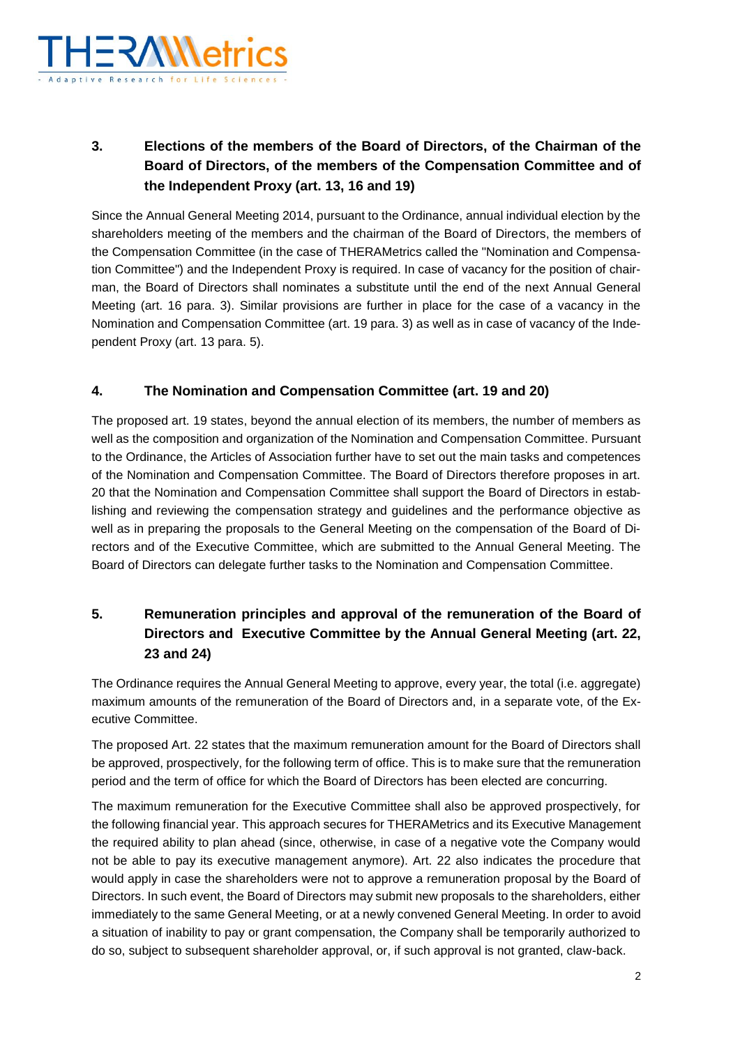## 3. Elections of the members of the Board of Directors, of the Chairman of the Board of Directors, of the members of the Compensation Committee and of the Independent Proxy (art. 13, 16 and 19)

Since the Annual General Meeting 2014, pursuant to the Ordinance, annual individual election by the shareholders meeting of the members and the chairman of the Board of Directors, the members of the Compensation Committee (in the case of THERAMetrics called the "Nomination and Compensation Committee") and the Independent Proxy is required. In case of vacancy for the position of chairman, the Board of Directors shall nominates a substitute until the end of the next Annual General Meeting (art. 16 para. 3). Similar provisions are further in place for the case of a vacancy in the Nomination and Compensation Committee (art. 19 para. 3) as well as in case of vacancy of the Independent Proxy (art. 13 para. 5).

## 4. The Nomination and Compensation Committee (art. 19 and 20)

The proposed art. 19 states, beyond the annual election of its members, the number of members as well as the composition and organization of the Nomination and Compensation Committee. Pursuant to the Ordinance, the Articles of Association further have to set out the main tasks and competences of the Nomination and Compensation Committee. The Board of Directors therefore proposes in art. 20 that the Nomination and Compensation Committee shall support the Board of Directors in establishing and reviewing the compensation strategy and guidelines and the performance objective as well as in preparing the proposals to the General Meeting on the compensation of the Board of Directors and of the Executive Committee, which are submitted to the Annual General Meeting. The Board of Directors can delegate further tasks to the Nomination and Compensation Committee.

## 5. Remuneration principles and approval of the remuneration of the Board of Directors and Executive Committee by the Annual General Meeting (art. 22, 23 and 24)

The Ordinance requires the Annual General Meeting to approve, every year, the total (i.e. aggregate) maximum amounts of the remuneration of the Board of Directors and, in a separate vote, of the Executive Committee.

The proposed Art. 22 states that the maximum remuneration amount for the Board of Directors shall be approved, prospectively, for the following term of office. This is to make sure that the remuneration period and the term of office for which the Board of Directors has been elected are concurring.

The maximum remuneration for the Executive Committee shall also be approved prospectively, for the following financial year. This approach secures for THERAMetrics and its Executive Management the required ability to plan ahead (since, otherwise, in case of a negative vote the Company would not be able to pay its executive management anymore). Art. 22 also indicates the procedure that would apply in case the shareholders were not to approve a remuneration proposal by the Board of Directors. In such event, the Board of Directors may submit new proposals to the shareholders, either immediately to the same General Meeting, or at a newly convened General Meeting. In order to avoid a situation of inability to pay or grant compensation, the Company shall be temporarily authorized to do so, subject to subsequent shareholder approval, or, if such approval is not granted, claw-back.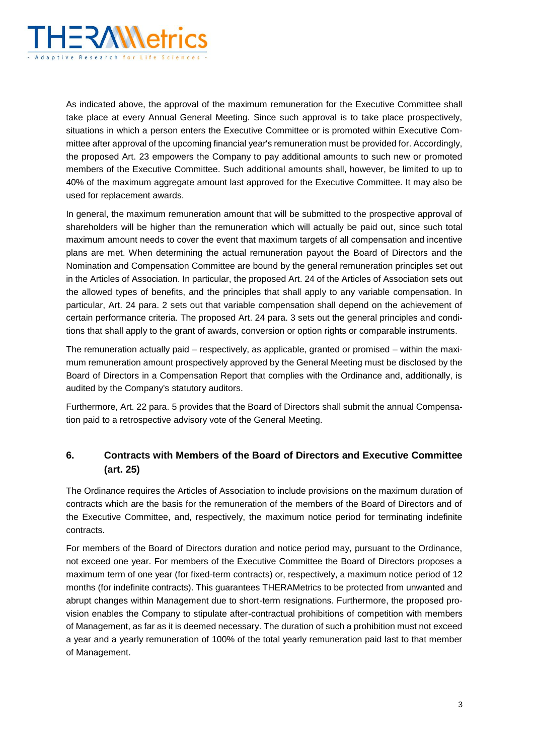As indicated above, the approval of the maximum remuneration for the Executive Committee shall take place at every Annual General Meeting. Since such approval is to take place prospectively, situations in which a person enters the Executive Committee or is promoted within Executive Committee after approval of the upcoming financial year's remuneration must be provided for. Accordingly, the proposed Art. 23 empowers the Company to pay additional amounts to such new or promoted members of the Executive Committee. Such additional amounts shall, however, be limited to up to 40% of the maximum aggregate amount last approved for the Executive Committee. It may also be used for replacement awards.

In general, the maximum remuneration amount that will be submitted to the prospective approval of shareholders will be higher than the remuneration which will actually be paid out, since such total maximum amount needs to cover the event that maximum targets of all compensation and incentive plans are met. When determining the actual remuneration payout the Board of Directors and the Nomination and Compensation Committee are bound by the general remuneration principles set out in the Articles of Association. In particular, the proposed Art. 24 of the Articles of Association sets out the allowed types of benefits, and the principles that shall apply to any variable compensation. In particular, Art. 24 para. 2 sets out that variable compensation shall depend on the achievement of certain performance criteria. The proposed Art. 24 para. 3 sets out the general principles and conditions that shall apply to the grant of awards, conversion or option rights or comparable instruments.

The remuneration actually paid – respectively, as applicable, granted or promised – within the maximum remuneration amount prospectively approved by the General Meeting must be disclosed by the Board of Directors in a Compensation Report that complies with the Ordinance and, additionally, is audited by the Company's statutory auditors.

Furthermore, Art. 22 para. 5 provides that the Board of Directors shall submit the annual Compensation paid to a retrospective advisory vote of the General Meeting.

## 6. Contracts with Members of the Board of Directors and Executive Committee (art. 25)

The Ordinance requires the Articles of Association to include provisions on the maximum duration of contracts which are the basis for the remuneration of the members of the Board of Directors and of the Executive Committee, and, respectively, the maximum notice period for terminating indefinite contracts.

For members of the Board of Directors duration and notice period may, pursuant to the Ordinance, not exceed one year. For members of the Executive Committee the Board of Directors proposes a maximum term of one year (for fixed-term contracts) or, respectively, a maximum notice period of 12 months (for indefinite contracts). This guarantees THERAMetrics to be protected from unwanted and abrupt changes within Management due to short-term resignations. Furthermore, the proposed provision enables the Company to stipulate after-contractual prohibitions of competition with members of Management, as far as it is deemed necessary. The duration of such a prohibition must not exceed a year and a yearly remuneration of 100% of the total yearly remuneration paid last to that member of Management.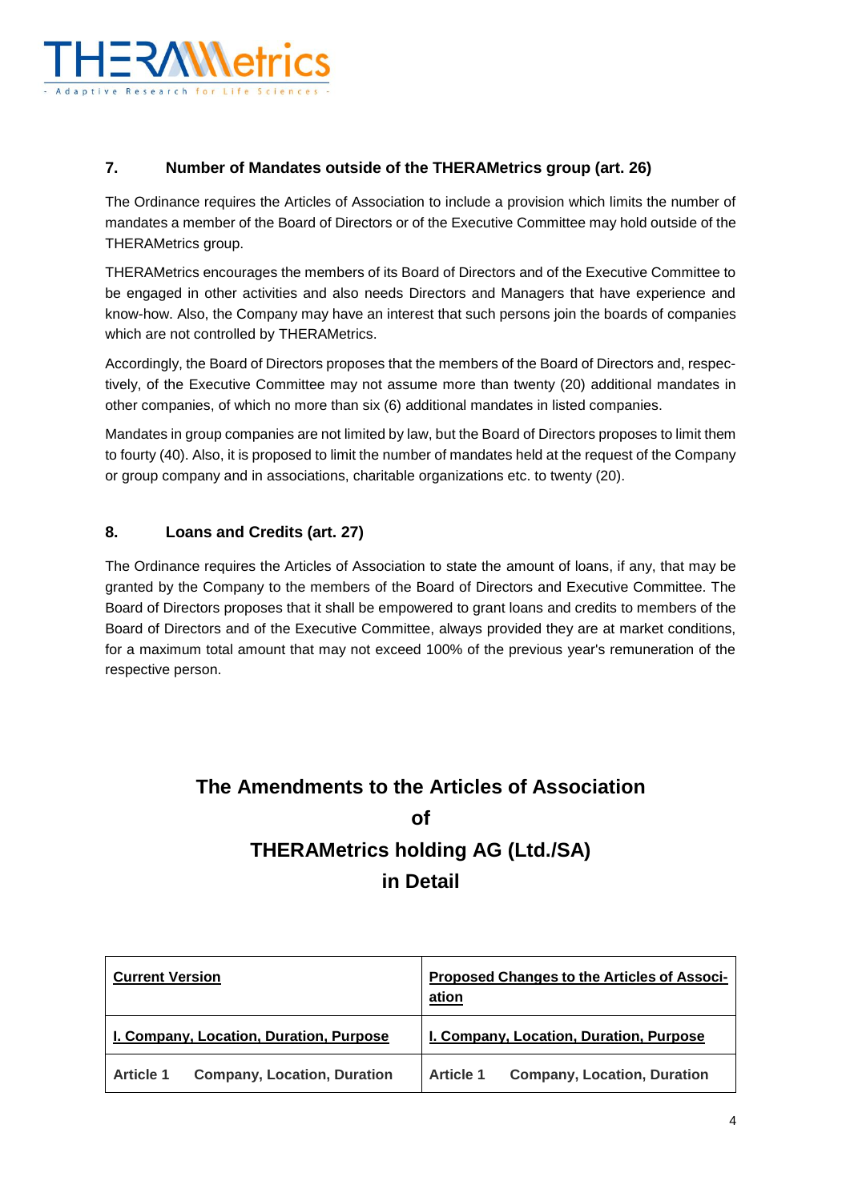## 7. Number of Mandates outside of the THERAMetrics group (art. 26)

The Ordinance requires the Articles of Association to include a provision which limits the number of mandates a member of the Board of Directors or of the Executive Committee may hold outside of the THERAMetrics group.

THERAMetrics encourages the members of its Board of Directors and of the Executive Committee to be engaged in other activities and also needs Directors and Managers that have experience and know-how. Also, the Company may have an interest that such persons join the boards of companies which are not controlled by THERAMetrics.

Accordingly, the Board of Directors proposes that the members of the Board of Directors and, respectively, of the Executive Committee may not assume more than twenty (20) additional mandates in other companies, of which no more than six (6) additional mandates in listed companies.

Mandates in group companies are not limited by law, but the Board of Directors proposes to limit them to fourty (40). Also, it is proposed to limit the number of mandates held at the request of the Company or group company and in associations, charitable organizations etc. to twenty (20).

## 8. Loans and Credits (art. 27)

The Ordinance requires the Articles of Association to state the amount of loans, if any, that may be granted by the Company to the members of the Board of Directors and Executive Committee. The Board of Directors proposes that it shall be empowered to grant loans and credits to members of the Board of Directors and of the Executive Committee, always provided they are at market conditions, for a maximum total amount that may not exceed 100% of the previous year's remuneration of the respective person.

# The Amendments to the Articles of Association of THERAMetrics holding AG (Ltd./SA) in Detail

| <u>**Current Version**</u> | <u>**Proposed Changes to the Articles of Association**</u> |
|---|---|
| <u>**I. Company, Location, Duration, Purpose**</u> | <u>**I. Company, Location, Duration, Purpose**</u> |
| **Article 1 Company, Location, Duration** | **Article 1 Company, Location, Duration** |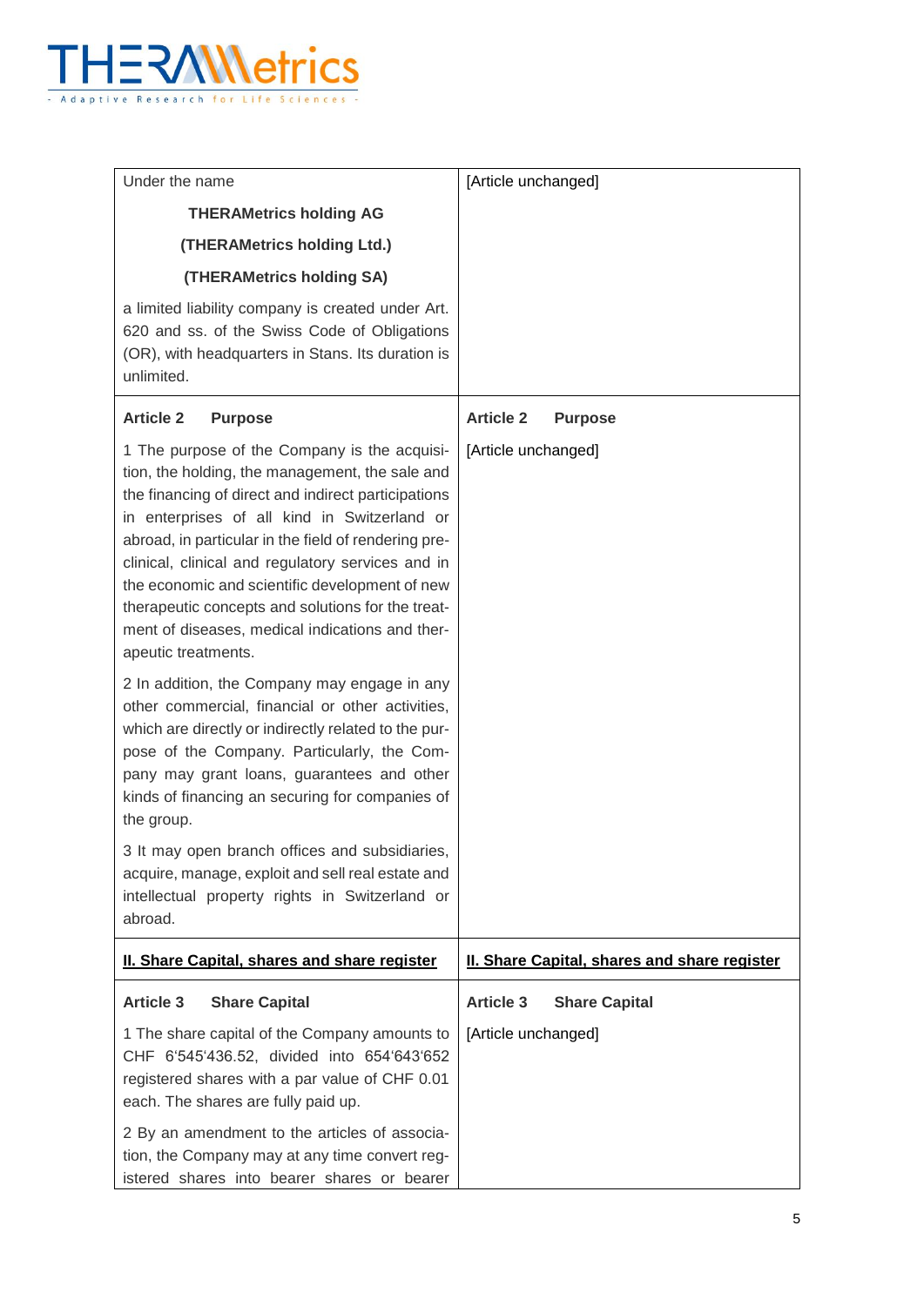| | |
|---|---|
| Under the name<br><br>**THERAMetrics holding AG**<br><br>**(THERAMetrics holding Ltd.)**<br><br>**(THERAMetrics holding SA)**<br><br>a limited liability company is created under Art. 620 and ss. of the Swiss Code of Obligations (OR), with headquarters in Stans. Its duration is unlimited. | [Article unchanged] |
| **Article 2 Purpose**<br><br>1 The purpose of the Company is the acquisition, the holding, the management, the sale and the financing of direct and indirect participations in enterprises of all kind in Switzerland or abroad, in particular in the field of rendering pre-clinical, clinical and regulatory services and in the economic and scientific development of new therapeutic concepts and solutions for the treatment of diseases, medical indications and therapeutic treatments.<br><br>2 In addition, the Company may engage in any other commercial, financial or other activities, which are directly or indirectly related to the purpose of the Company. Particularly, the Company may grant loans, guarantees and other kinds of financing an securing for companies of the group.<br><br>3 It may open branch offices and subsidiaries, acquire, manage, exploit and sell real estate and intellectual property rights in Switzerland or abroad. | **Article 2 Purpose**<br><br>[Article unchanged] |
| **<u>II. Share Capital, shares and share register</u>** | **<u>II. Share Capital, shares and share register</u>** |
| **Article 3 Share Capital**<br><br>1 The share capital of the Company amounts to CHF 6'545'436.52, divided into 654'643'652 registered shares with a par value of CHF 0.01 each. The shares are fully paid up.<br><br>2 By an amendment to the articles of association, the Company may at any time convert registered shares into bearer shares or bearer | **Article 3 Share Capital**<br><br>[Article unchanged] |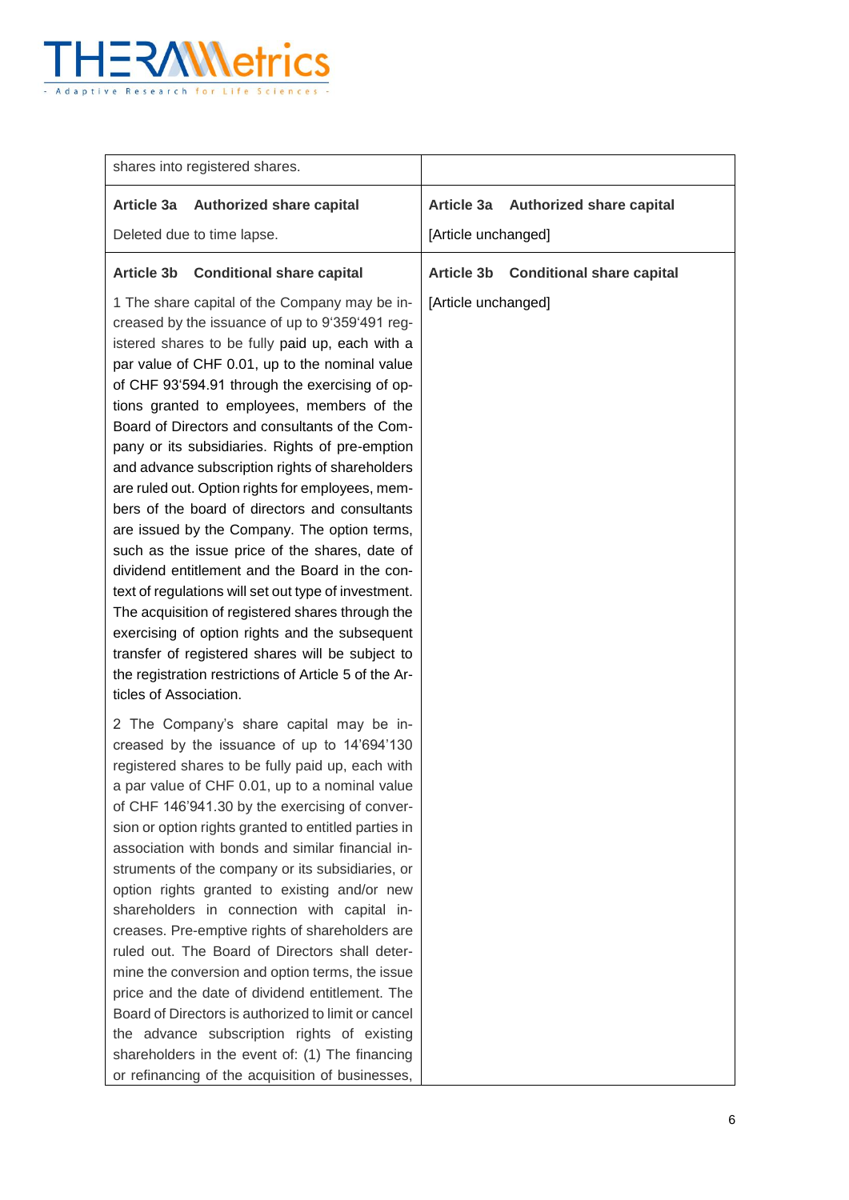| | |
|---|---|
| shares into registered shares. | |
| **Article 3a Authorized share capital**<br><br>Deleted due to time lapse. | **Article 3a Authorized share capital**<br><br>[Article unchanged] |
| **Article 3b Conditional share capital**<br><br>1 The share capital of the Company may be increased by the issuance of up to 9'359'491 registered shares to be fully paid up, each with a par value of CHF 0.01, up to the nominal value of CHF 93'594.91 through the exercising of options granted to employees, members of the Board of Directors and consultants of the Company or its subsidiaries. Rights of pre-emption and advance subscription rights of shareholders are ruled out. Option rights for employees, members of the board of directors and consultants are issued by the Company. The option terms, such as the issue price of the shares, date of dividend entitlement and the Board in the context of regulations will set out type of investment. The acquisition of registered shares through the exercising of option rights and the subsequent transfer of registered shares will be subject to the registration restrictions of Article 5 of the Articles of Association.<br><br>2 The Company's share capital may be increased by the issuance of up to 14'694'130 registered shares to be fully paid up, each with a par value of CHF 0.01, up to a nominal value of CHF 146'941.30 by the exercising of conversion or option rights granted to entitled parties in association with bonds and similar financial instruments of the company or its subsidiaries, or option rights granted to existing and/or new shareholders in connection with capital increases. Pre-emptive rights of shareholders are ruled out. The Board of Directors shall determine the conversion and option terms, the issue price and the date of dividend entitlement. The Board of Directors is authorized to limit or cancel the advance subscription rights of existing shareholders in the event of: (1) The financing or refinancing of the acquisition of businesses, | **Article 3b Conditional share capital**<br><br>[Article unchanged] |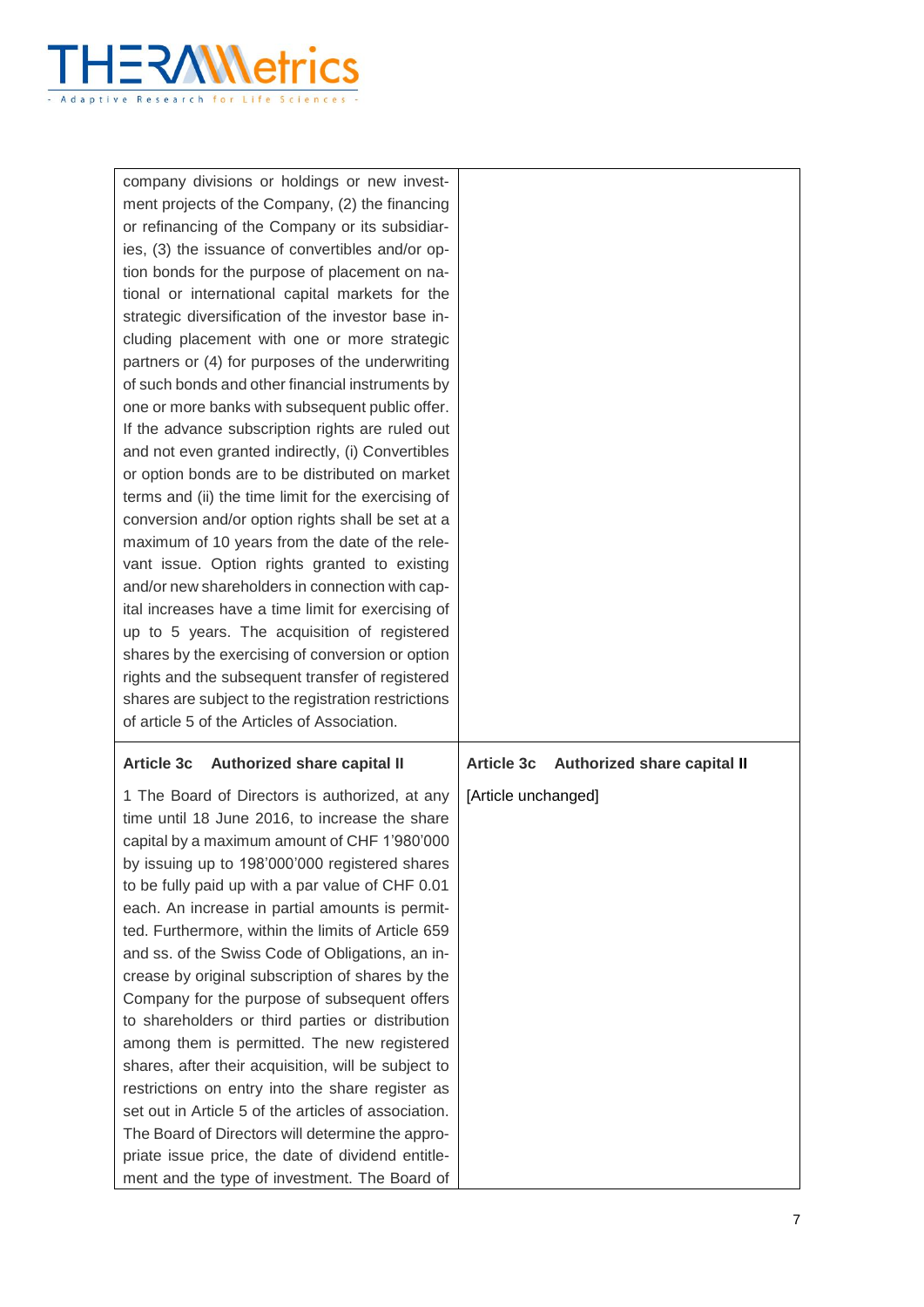| | |
|---|---|
| company divisions or holdings or new investment projects of the Company, (2) the financing or refinancing of the Company or its subsidiaries, (3) the issuance of convertibles and/or option bonds for the purpose of placement on national or international capital markets for the strategic diversification of the investor base including placement with one or more strategic partners or (4) for purposes of the underwriting of such bonds and other financial instruments by one or more banks with subsequent public offer. If the advance subscription rights are ruled out and not even granted indirectly, (i) Convertibles or option bonds are to be distributed on market terms and (ii) the time limit for the exercising of conversion and/or option rights shall be set at a maximum of 10 years from the date of the relevant issue. Option rights granted to existing and/or new shareholders in connection with capital increases have a time limit for exercising of up to 5 years. The acquisition of registered shares by the exercising of conversion or option rights and the subsequent transfer of registered shares are subject to the registration restrictions of article 5 of the Articles of Association. | |
| **Article 3c Authorized share capital II**<br><br>1 The Board of Directors is authorized, at any time until 18 June 2016, to increase the share capital by a maximum amount of CHF 1'980'000 by issuing up to 198'000'000 registered shares to be fully paid up with a par value of CHF 0.01 each. An increase in partial amounts is permitted. Furthermore, within the limits of Article 659 and ss. of the Swiss Code of Obligations, an increase by original subscription of shares by the Company for the purpose of subsequent offers to shareholders or third parties or distribution among them is permitted. The new registered shares, after their acquisition, will be subject to restrictions on entry into the share register as set out in Article 5 of the articles of association. The Board of Directors will determine the appropriate issue price, the date of dividend entitlement and the type of investment. The Board of | **Article 3c Authorized share capital II**<br><br>[Article unchanged] |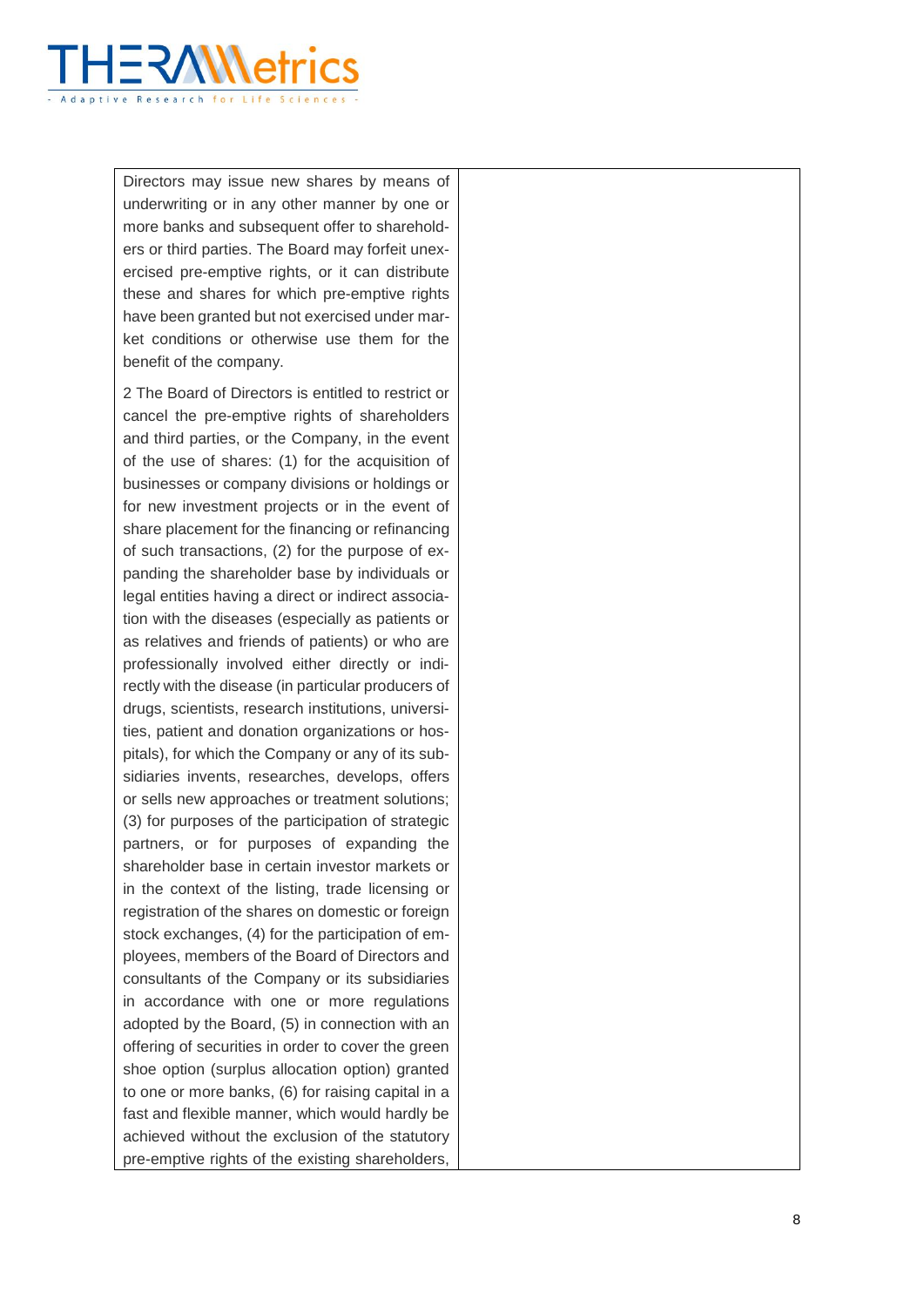| | |
|---|---|
| Directors may issue new shares by means of underwriting or in any other manner by one or more banks and subsequent offer to shareholders or third parties. The Board may forfeit unexercised pre-emptive rights, or it can distribute these and shares for which pre-emptive rights have been granted but not exercised under market conditions or otherwise use them for the benefit of the company.<br><br>2 The Board of Directors is entitled to restrict or cancel the pre-emptive rights of shareholders and third parties, or the Company, in the event of the use of shares: (1) for the acquisition of businesses or company divisions or holdings or for new investment projects or in the event of share placement for the financing or refinancing of such transactions, (2) for the purpose of expanding the shareholder base by individuals or legal entities having a direct or indirect association with the diseases (especially as patients or as relatives and friends of patients) or who are professionally involved either directly or indirectly with the disease (in particular producers of drugs, scientists, research institutions, universities, patient and donation organizations or hospitals), for which the Company or any of its subsidiaries invents, researches, develops, offers or sells new approaches or treatment solutions; (3) for purposes of the participation of strategic partners, or for purposes of expanding the shareholder base in certain investor markets or in the context of the listing, trade licensing or registration of the shares on domestic or foreign stock exchanges, (4) for the participation of employees, members of the Board of Directors and consultants of the Company or its subsidiaries in accordance with one or more regulations adopted by the Board, (5) in connection with an offering of securities in order to cover the green shoe option (surplus allocation option) granted to one or more banks, (6) for raising capital in a fast and flexible manner, which would hardly be achieved without the exclusion of the statutory pre-emptive rights of the existing shareholders, | |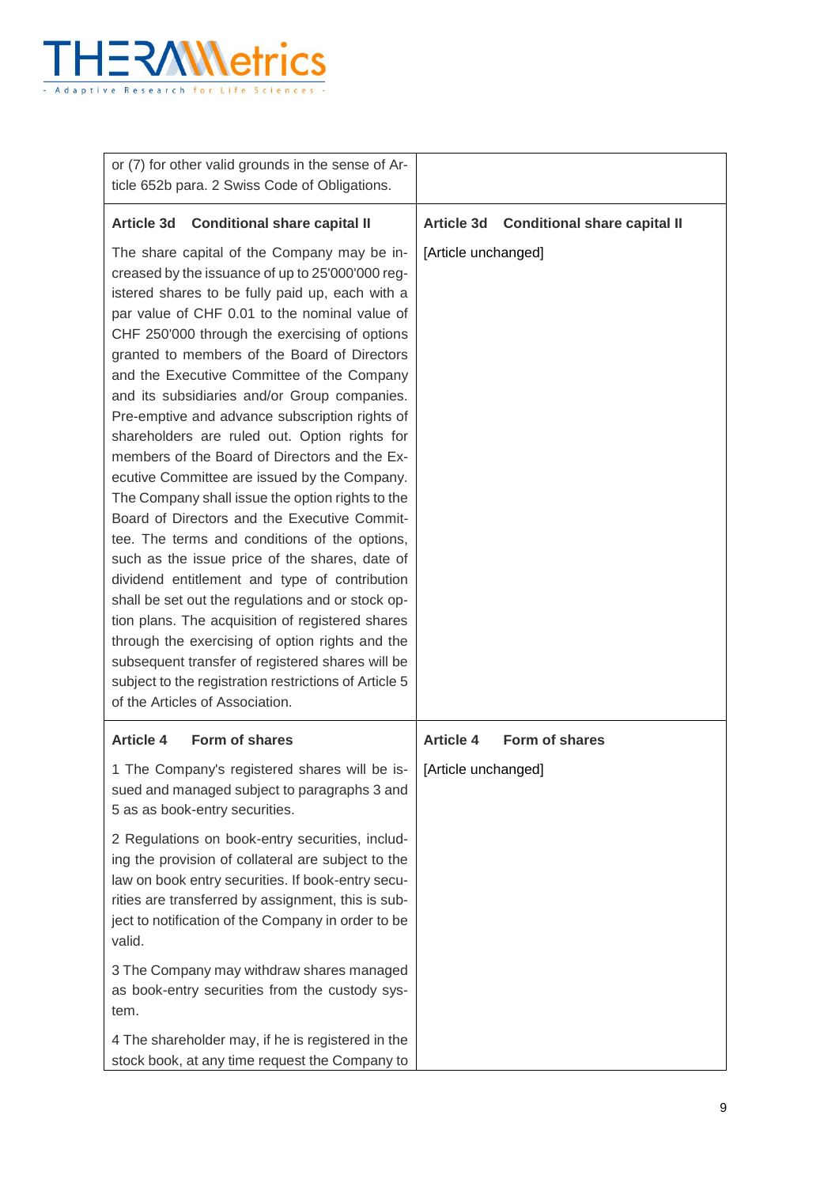| | |
|---|---|
| or (7) for other valid grounds in the sense of Article 652b para. 2 Swiss Code of Obligations. | |
| **Article 3d Conditional share capital II**<br><br>The share capital of the Company may be increased by the issuance of up to 25'000'000 registered shares to be fully paid up, each with a par value of CHF 0.01 to the nominal value of CHF 250'000 through the exercising of options granted to members of the Board of Directors and the Executive Committee of the Company and its subsidiaries and/or Group companies. Pre-emptive and advance subscription rights of shareholders are ruled out. Option rights for members of the Board of Directors and the Executive Committee are issued by the Company. The Company shall issue the option rights to the Board of Directors and the Executive Committee. The terms and conditions of the options, such as the issue price of the shares, date of dividend entitlement and type of contribution shall be set out the regulations and or stock option plans. The acquisition of registered shares through the exercising of option rights and the subsequent transfer of registered shares will be subject to the registration restrictions of Article 5 of the Articles of Association. | **Article 3d Conditional share capital II**<br><br>[Article unchanged] |
| **Article 4 Form of shares**<br><br>1 The Company's registered shares will be issued and managed subject to paragraphs 3 and 5 as as book-entry securities.<br><br>2 Regulations on book-entry securities, including the provision of collateral are subject to the law on book entry securities. If book-entry securities are transferred by assignment, this is subject to notification of the Company in order to be valid.<br><br>3 The Company may withdraw shares managed as book-entry securities from the custody system.<br><br>4 The shareholder may, if he is registered in the stock book, at any time request the Company to | **Article 4 Form of shares**<br><br>[Article unchanged] |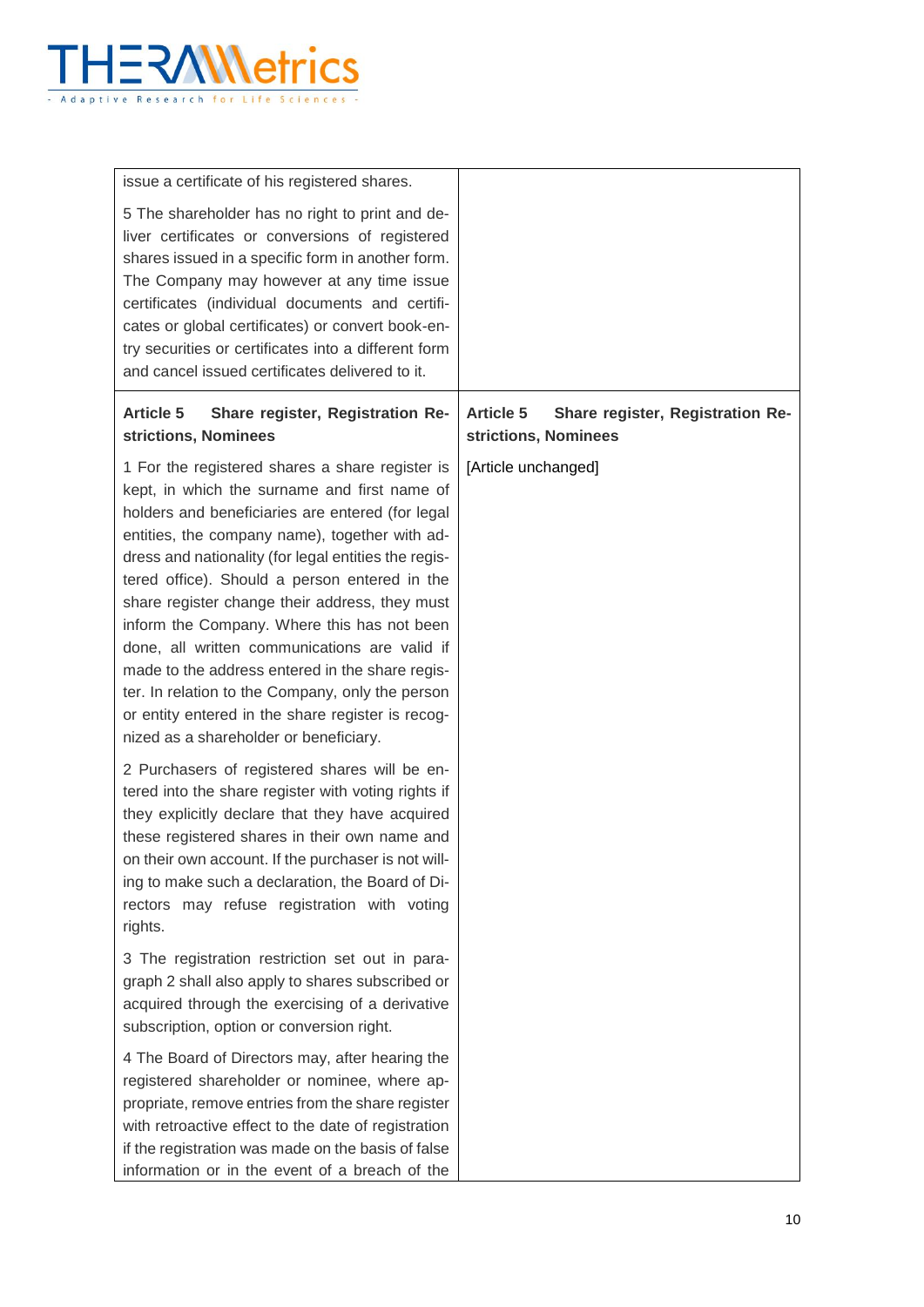| | |
|---|---|
| issue a certificate of his registered shares.<br><br>5 The shareholder has no right to print and deliver certificates or conversions of registered shares issued in a specific form in another form. The Company may however at any time issue certificates (individual documents and certificates or global certificates) or convert book-entry securities or certificates into a different form and cancel issued certificates delivered to it. | |
| **Article 5 Share register, Registration Restrictions, Nominees**<br><br>1 For the registered shares a share register is kept, in which the surname and first name of holders and beneficiaries are entered (for legal entities, the company name), together with address and nationality (for legal entities the registered office). Should a person entered in the share register change their address, they must inform the Company. Where this has not been done, all written communications are valid if made to the address entered in the share register. In relation to the Company, only the person or entity entered in the share register is recognized as a shareholder or beneficiary.<br><br>2 Purchasers of registered shares will be entered into the share register with voting rights if they explicitly declare that they have acquired these registered shares in their own name and on their own account. If the purchaser is not willing to make such a declaration, the Board of Directors may refuse registration with voting rights.<br><br>3 The registration restriction set out in paragraph 2 shall also apply to shares subscribed or acquired through the exercising of a derivative subscription, option or conversion right.<br><br>4 The Board of Directors may, after hearing the registered shareholder or nominee, where appropriate, remove entries from the share register with retroactive effect to the date of registration if the registration was made on the basis of false information or in the event of a breach of the | **Article 5 Share register, Registration Restrictions, Nominees**<br><br>[Article unchanged] |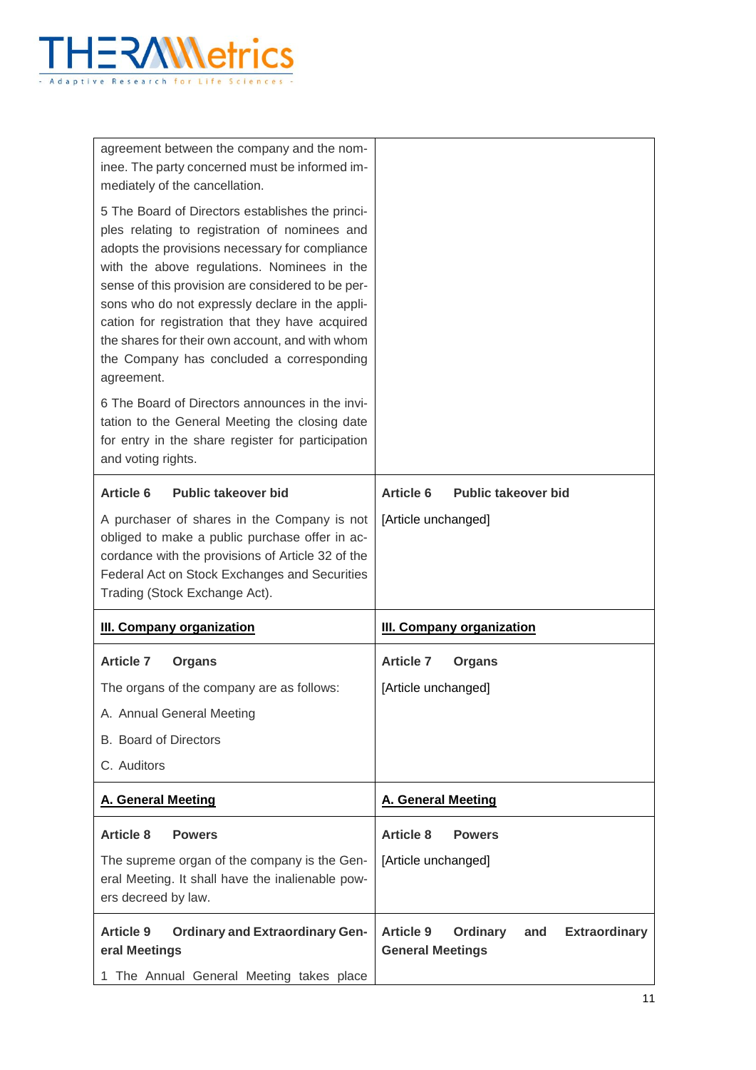| | |
|---|---|
| agreement between the company and the nominee. The party concerned must be informed immediately of the cancellation.<br><br>5 The Board of Directors establishes the principles relating to registration of nominees and adopts the provisions necessary for compliance with the above regulations. Nominees in the sense of this provision are considered to be persons who do not expressly declare in the application for registration that they have acquired the shares for their own account, and with whom the Company has concluded a corresponding agreement.<br><br>6 The Board of Directors announces in the invitation to the General Meeting the closing date for entry in the share register for participation and voting rights. | |
| **Article 6 Public takeover bid**<br><br>A purchaser of shares in the Company is not obliged to make a public purchase offer in accordance with the provisions of Article 32 of the Federal Act on Stock Exchanges and Securities Trading (Stock Exchange Act). | **Article 6 Public takeover bid**<br><br>[Article unchanged] |
| **III. Company organization** | **III. Company organization** |
| **Article 7 Organs**<br><br>The organs of the company are as follows:<br><br>A. Annual General Meeting<br><br>B. Board of Directors<br><br>C. Auditors | **Article 7 Organs**<br><br>[Article unchanged] |
| **A. General Meeting** | **A. General Meeting** |
| **Article 8 Powers**<br><br>The supreme organ of the company is the General Meeting. It shall have the inalienable powers decreed by law. | **Article 8 Powers**<br><br>[Article unchanged] |
| **Article 9 Ordinary and Extraordinary General Meetings**<br><br>1 The Annual General Meeting takes place | **Article 9 Ordinary and Extraordinary General Meetings** |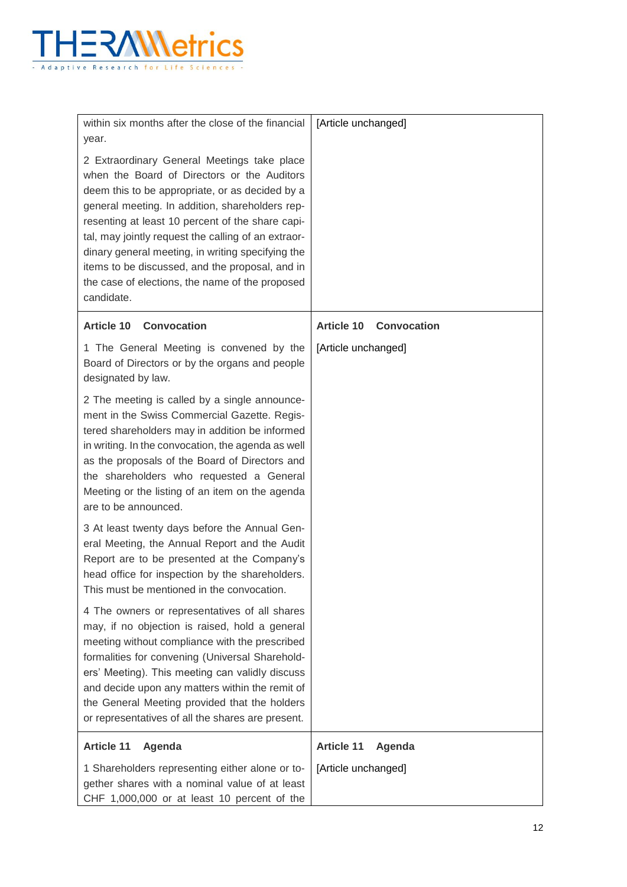| | |
|---|---|
| within six months after the close of the financial year.<br><br>2 Extraordinary General Meetings take place when the Board of Directors or the Auditors deem this to be appropriate, or as decided by a general meeting. In addition, shareholders representing at least 10 percent of the share capital, may jointly request the calling of an extraordinary general meeting, in writing specifying the items to be discussed, and the proposal, and in the case of elections, the name of the proposed candidate. | [Article unchanged] |
| **Article 10 Convocation**<br><br>1 The General Meeting is convened by the Board of Directors or by the organs and people designated by law.<br><br>2 The meeting is called by a single announcement in the Swiss Commercial Gazette. Registered shareholders may in addition be informed in writing. In the convocation, the agenda as well as the proposals of the Board of Directors and the shareholders who requested a General Meeting or the listing of an item on the agenda are to be announced.<br><br>3 At least twenty days before the Annual General Meeting, the Annual Report and the Audit Report are to be presented at the Company's head office for inspection by the shareholders. This must be mentioned in the convocation.<br><br>4 The owners or representatives of all shares may, if no objection is raised, hold a general meeting without compliance with the prescribed formalities for convening (Universal Shareholders' Meeting). This meeting can validly discuss and decide upon any matters within the remit of the General Meeting provided that the holders or representatives of all the shares are present. | **Article 10 Convocation**<br><br>[Article unchanged] |
| **Article 11 Agenda**<br><br>1 Shareholders representing either alone or together shares with a nominal value of at least CHF 1,000,000 or at least 10 percent of the | **Article 11 Agenda**<br><br>[Article unchanged] |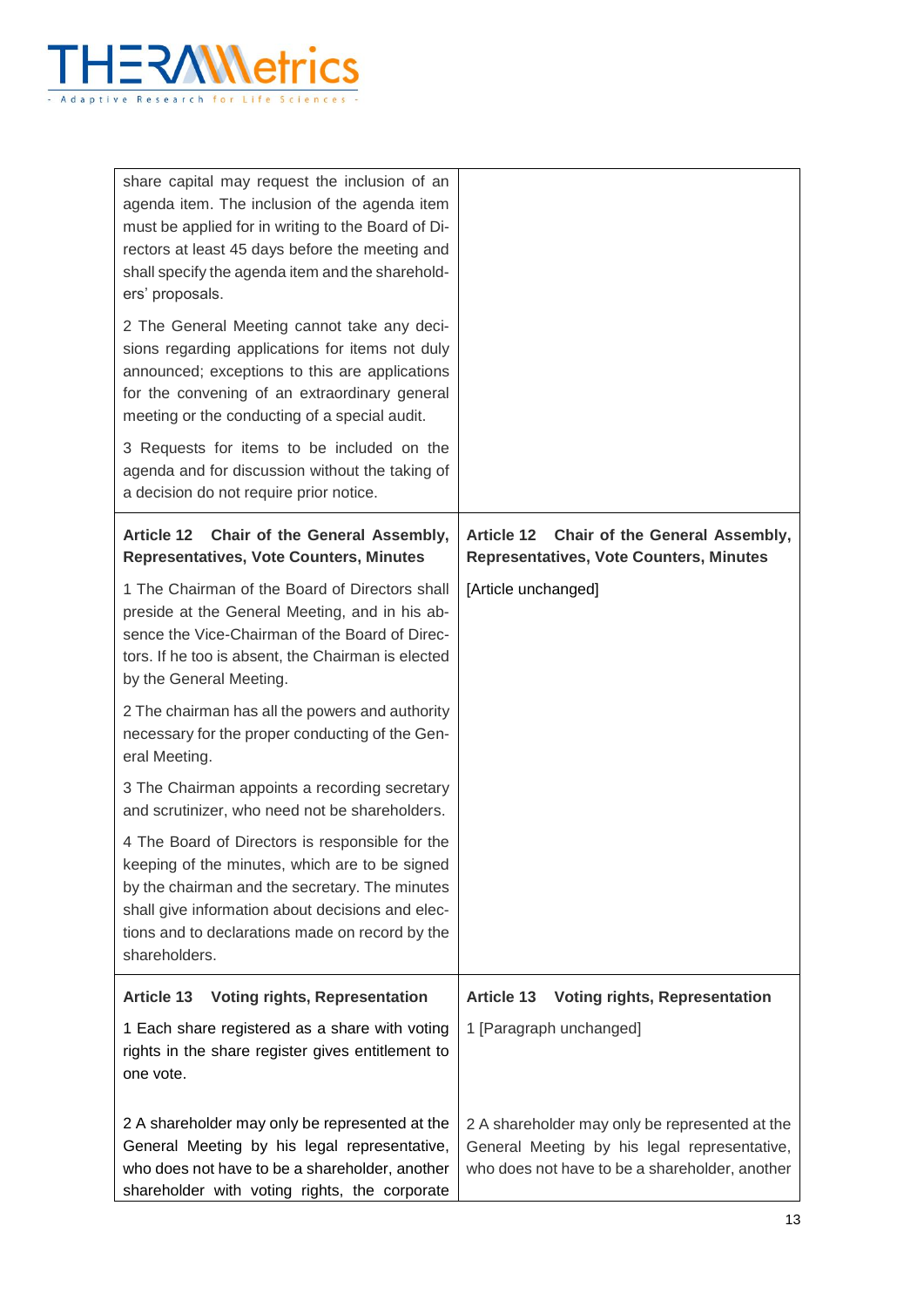| | |
|---|---|
| share capital may request the inclusion of an agenda item. The inclusion of the agenda item must be applied for in writing to the Board of Directors at least 45 days before the meeting and shall specify the agenda item and the shareholders' proposals.<br><br>2 The General Meeting cannot take any decisions regarding applications for items not duly announced; exceptions to this are applications for the convening of an extraordinary general meeting or the conducting of a special audit.<br><br>3 Requests for items to be included on the agenda and for discussion without the taking of a decision do not require prior notice. | |
| **Article 12 Chair of the General Assembly, Representatives, Vote Counters, Minutes**<br><br>1 The Chairman of the Board of Directors shall preside at the General Meeting, and in his absence the Vice-Chairman of the Board of Directors. If he too is absent, the Chairman is elected by the General Meeting.<br><br>2 The chairman has all the powers and authority necessary for the proper conducting of the General Meeting.<br><br>3 The Chairman appoints a recording secretary and scrutinizer, who need not be shareholders.<br><br>4 The Board of Directors is responsible for the keeping of the minutes, which are to be signed by the chairman and the secretary. The minutes shall give information about decisions and elections and to declarations made on record by the shareholders. | **Article 12 Chair of the General Assembly, Representatives, Vote Counters, Minutes**<br><br>[Article unchanged] |
| **Article 13 Voting rights, Representation**<br><br>1 Each share registered as a share with voting rights in the share register gives entitlement to one vote. | **Article 13 Voting rights, Representation**<br><br>1 [Paragraph unchanged] |
| 2 A shareholder may only be represented at the General Meeting by his legal representative, who does not have to be a shareholder, another shareholder with voting rights, the corporate | 2 A shareholder may only be represented at the General Meeting by his legal representative, who does not have to be a shareholder, another |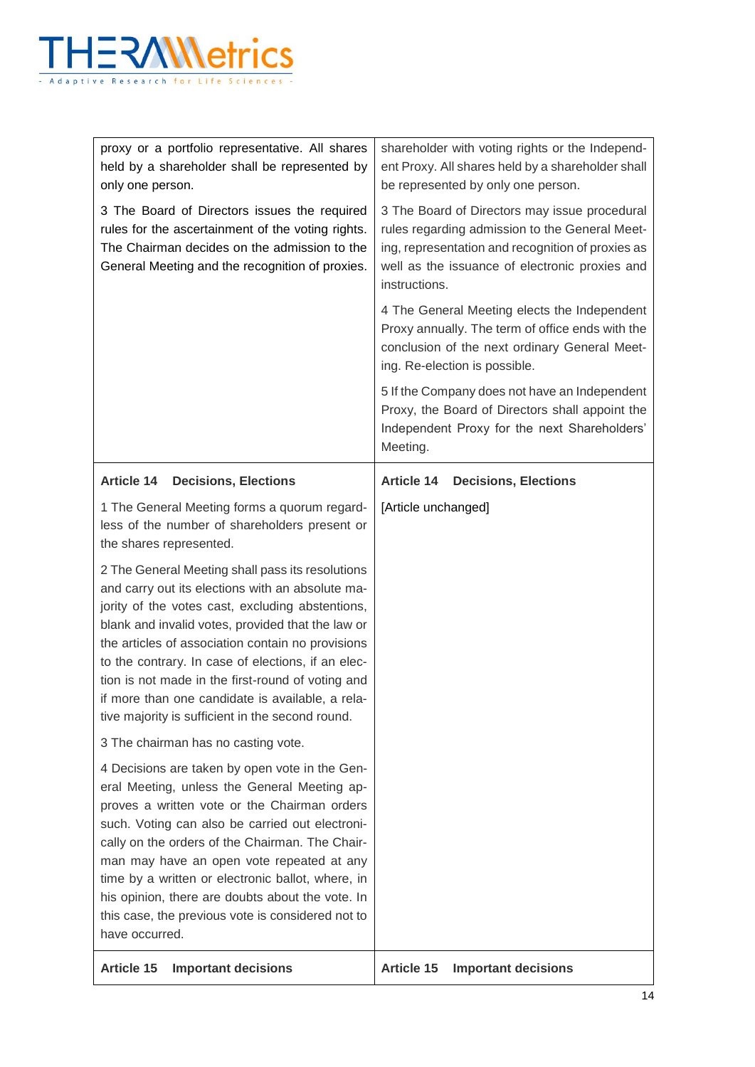| | |
|---|---|
| proxy or a portfolio representative. All shares held by a shareholder shall be represented by only one person. | shareholder with voting rights or the Independent Proxy. All shares held by a shareholder shall be represented by only one person. |
| 3 The Board of Directors issues the required rules for the ascertainment of the voting rights. The Chairman decides on the admission to the General Meeting and the recognition of proxies. | 3 The Board of Directors may issue procedural rules regarding admission to the General Meeting, representation and recognition of proxies as well as the issuance of electronic proxies and instructions. |
| | 4 The General Meeting elects the Independent Proxy annually. The term of office ends with the conclusion of the next ordinary General Meeting. Re-election is possible. |
| | 5 If the Company does not have an Independent Proxy, the Board of Directors shall appoint the Independent Proxy for the next Shareholders' Meeting. |
| **Article 14 Decisions, Elections** | **Article 14 Decisions, Elections** |
| 1 The General Meeting forms a quorum regardless of the number of shareholders present or the shares represented. | [Article unchanged] |
| 2 The General Meeting shall pass its resolutions and carry out its elections with an absolute majority of the votes cast, excluding abstentions, blank and invalid votes, provided that the law or the articles of association contain no provisions to the contrary. In case of elections, if an election is not made in the first-round of voting and if more than one candidate is available, a relative majority is sufficient in the second round. | |
| 3 The chairman has no casting vote. | |
| 4 Decisions are taken by open vote in the General Meeting, unless the General Meeting approves a written vote or the Chairman orders such. Voting can also be carried out electronically on the orders of the Chairman. The Chairman may have an open vote repeated at any time by a written or electronic ballot, where, in his opinion, there are doubts about the vote. In this case, the previous vote is considered not to have occurred. | |
| **Article 15 Important decisions** | **Article 15 Important decisions** |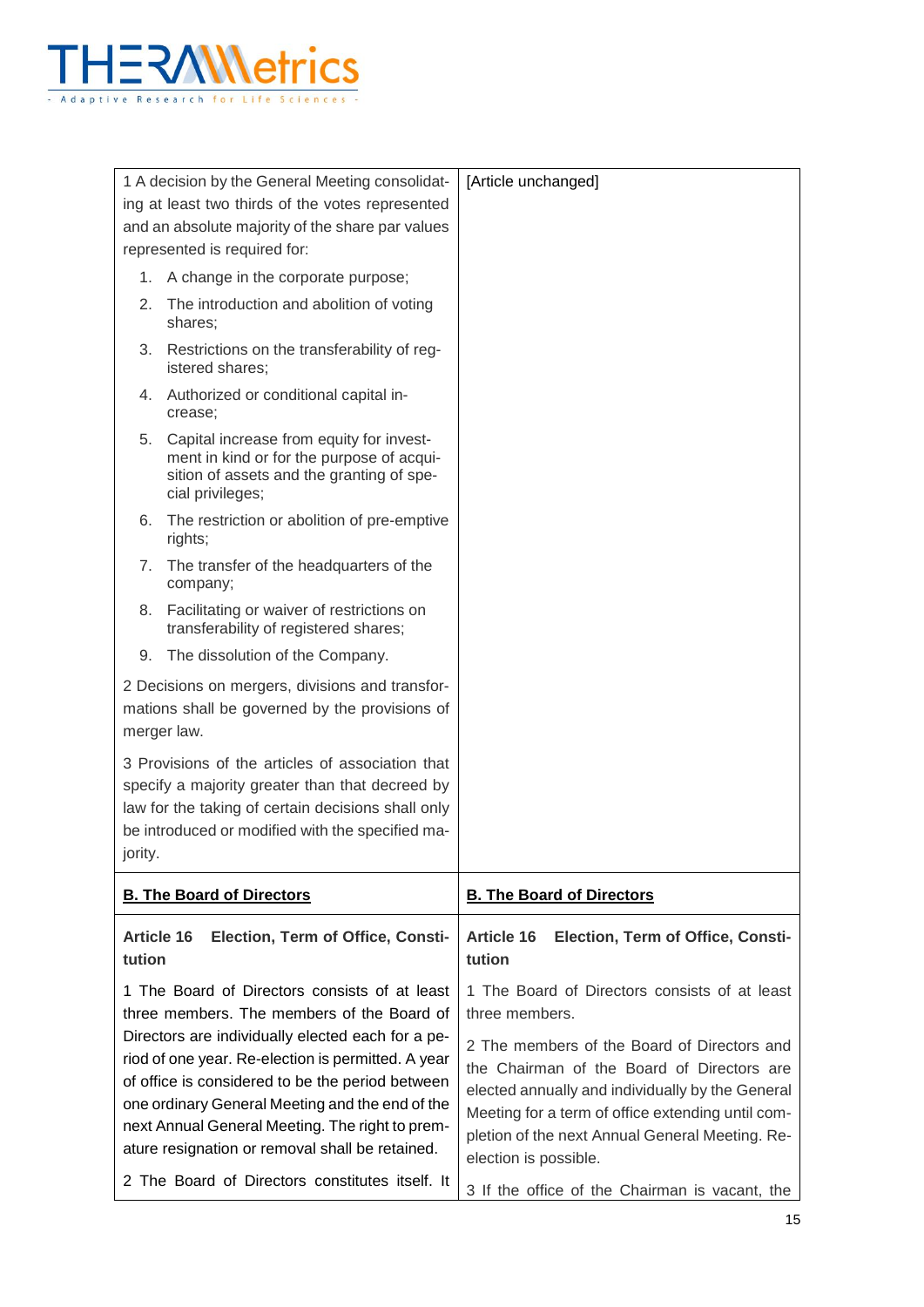| | |
|---|---|
| 1 A decision by the General Meeting consolidating at least two thirds of the votes represented and an absolute majority of the share par values represented is required for:<br>1. A change in the corporate purpose;<br>2. The introduction and abolition of voting shares;<br>3. Restrictions on the transferability of registered shares;<br>4. Authorized or conditional capital increase;<br>5. Capital increase from equity for investment in kind or for the purpose of acquisition of assets and the granting of special privileges;<br>6. The restriction or abolition of pre-emptive rights;<br>7. The transfer of the headquarters of the company;<br>8. Facilitating or waiver of restrictions on transferability of registered shares;<br>9. The dissolution of the Company.<br><br>2 Decisions on mergers, divisions and transformations shall be governed by the provisions of merger law.<br><br>3 Provisions of the articles of association that specify a majority greater than that decreed by law for the taking of certain decisions shall only be introduced or modified with the specified majority. | [Article unchanged] |
| **B. The Board of Directors** | **B. The Board of Directors** |
| **Article 16 Election, Term of Office, Constitution** | **Article 16 Election, Term of Office, Constitution** |
| 1 The Board of Directors consists of at least three members. The members of the Board of Directors are individually elected each for a period of one year. Re-election is permitted. A year of office is considered to be the period between one ordinary General Meeting and the end of the next Annual General Meeting. The right to premature resignation or removal shall be retained.<br><br>2 The Board of Directors constitutes itself. It | 1 The Board of Directors consists of at least three members.<br><br>2 The members of the Board of Directors and the Chairman of the Board of Directors are elected annually and individually by the General Meeting for a term of office extending until completion of the next Annual General Meeting. Re-election is possible.<br><br>3 If the office of the Chairman is vacant, the |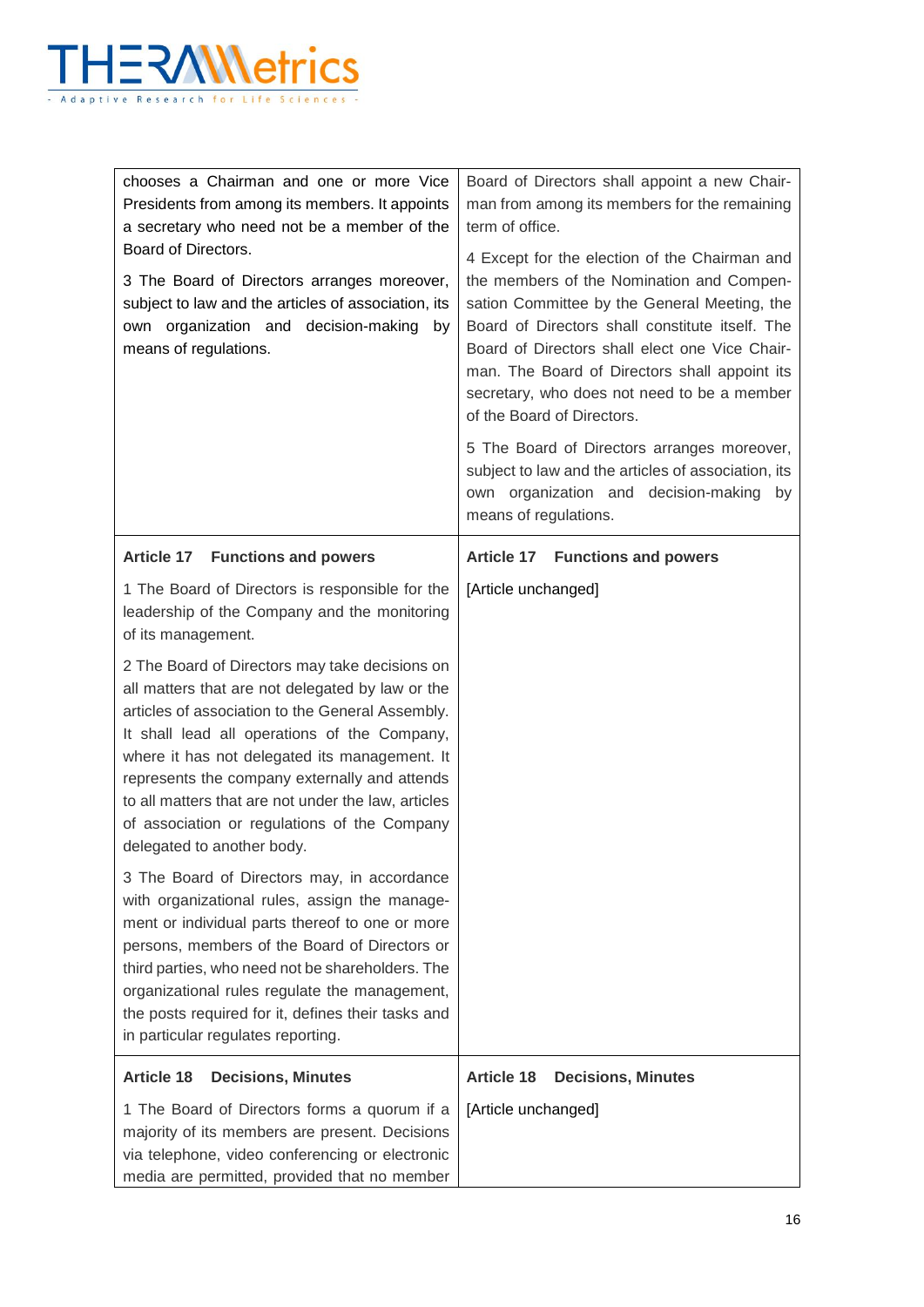| | |
|---|---|
| chooses a Chairman and one or more Vice Presidents from among its members. It appoints a secretary who need not be a member of the Board of Directors.<br><br>3 The Board of Directors arranges moreover, subject to law and the articles of association, its own organization and decision-making by means of regulations. | Board of Directors shall appoint a new Chairman from among its members for the remaining term of office.<br><br>4 Except for the election of the Chairman and the members of the Nomination and Compensation Committee by the General Meeting, the Board of Directors shall constitute itself. The Board of Directors shall elect one Vice Chairman. The Board of Directors shall appoint its secretary, who does not need to be a member of the Board of Directors.<br><br>5 The Board of Directors arranges moreover, subject to law and the articles of association, its own organization and decision-making by means of regulations. |
| **Article 17 Functions and powers**<br><br>1 The Board of Directors is responsible for the leadership of the Company and the monitoring of its management.<br><br>2 The Board of Directors may take decisions on all matters that are not delegated by law or the articles of association to the General Assembly. It shall lead all operations of the Company, where it has not delegated its management. It represents the company externally and attends to all matters that are not under the law, articles of association or regulations of the Company delegated to another body.<br><br>3 The Board of Directors may, in accordance with organizational rules, assign the management or individual parts thereof to one or more persons, members of the Board of Directors or third parties, who need not be shareholders. The organizational rules regulate the management, the posts required for it, defines their tasks and in particular regulates reporting. | **Article 17 Functions and powers**<br><br>[Article unchanged] |
| **Article 18 Decisions, Minutes**<br><br>1 The Board of Directors forms a quorum if a majority of its members are present. Decisions via telephone, video conferencing or electronic media are permitted, provided that no member | **Article 18 Decisions, Minutes**<br><br>[Article unchanged] |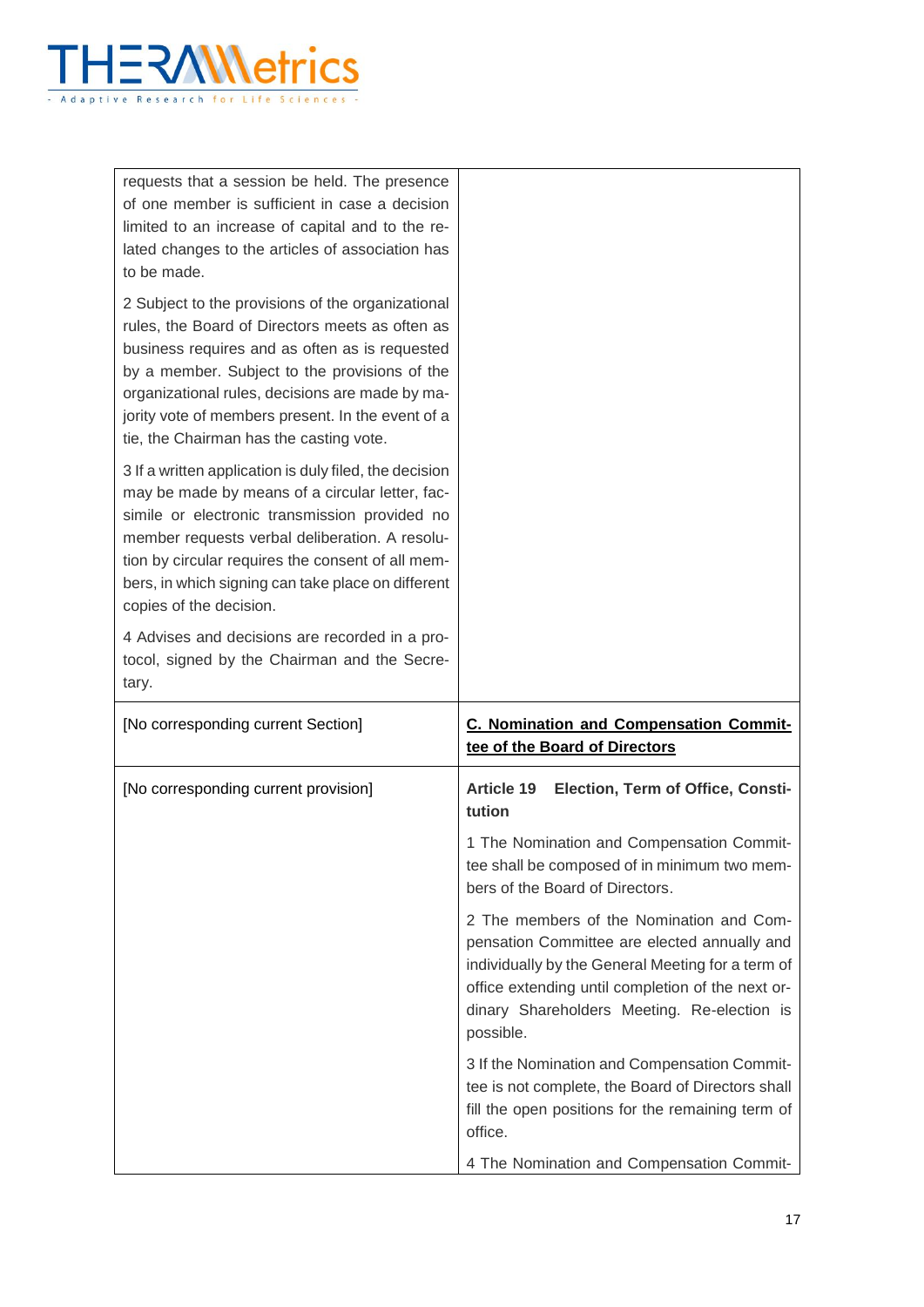| | |
|---|---|
| requests that a session be held. The presence of one member is sufficient in case a decision limited to an increase of capital and to the related changes to the articles of association has to be made.<br><br>2 Subject to the provisions of the organizational rules, the Board of Directors meets as often as business requires and as often as is requested by a member. Subject to the provisions of the organizational rules, decisions are made by majority vote of members present. In the event of a tie, the Chairman has the casting vote.<br><br>3 If a written application is duly filed, the decision may be made by means of a circular letter, facsimile or electronic transmission provided no member requests verbal deliberation. A resolution by circular requires the consent of all members, in which signing can take place on different copies of the decision.<br><br>4 Advises and decisions are recorded in a protocol, signed by the Chairman and the Secretary. | |
| [No corresponding current Section] | **C. Nomination and Compensation Committee of the Board of Directors** |
| [No corresponding current provision] | **Article 19 Election, Term of Office, Constitution**<br><br>1 The Nomination and Compensation Committee shall be composed of in minimum two members of the Board of Directors.<br><br>2 The members of the Nomination and Compensation Committee are elected annually and individually by the General Meeting for a term of office extending until completion of the next ordinary Shareholders Meeting. Re-election is possible.<br><br>3 If the Nomination and Compensation Committee is not complete, the Board of Directors shall fill the open positions for the remaining term of office.<br><br>4 The Nomination and Compensation Commit- |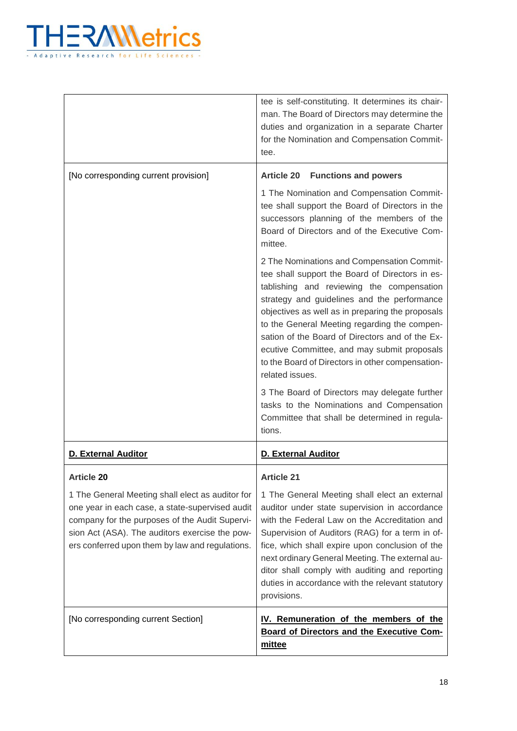| | |
|---|---|
| | tee is self-constituting. It determines its chairman. The Board of Directors may determine the duties and organization in a separate Charter for the Nomination and Compensation Committee. |
| [No corresponding current provision] | **Article 20 Functions and powers**<br><br>1 The Nomination and Compensation Committee shall support the Board of Directors in the successors planning of the members of the Board of Directors and of the Executive Committee.<br><br>2 The Nominations and Compensation Committee shall support the Board of Directors in establishing and reviewing the compensation strategy and guidelines and the performance objectives as well as in preparing the proposals to the General Meeting regarding the compensation of the Board of Directors and of the Executive Committee, and may submit proposals to the Board of Directors in other compensation-related issues.<br><br>3 The Board of Directors may delegate further tasks to the Nominations and Compensation Committee that shall be determined in regulations. |
| **D. External Auditor** | **D. External Auditor** |
| **Article 20**<br><br>1 The General Meeting shall elect as auditor for one year in each case, a state-supervised audit company for the purposes of the Audit Supervision Act (ASA). The auditors exercise the powers conferred upon them by law and regulations. | **Article 21**<br><br>1 The General Meeting shall elect an external auditor under state supervision in accordance with the Federal Law on the Accreditation and Supervision of Auditors (RAG) for a term in office, which shall expire upon conclusion of the next ordinary General Meeting. The external auditor shall comply with auditing and reporting duties in accordance with the relevant statutory provisions. |
| [No corresponding current Section] | **IV. Remuneration of the members of the Board of Directors and the Executive Committee** |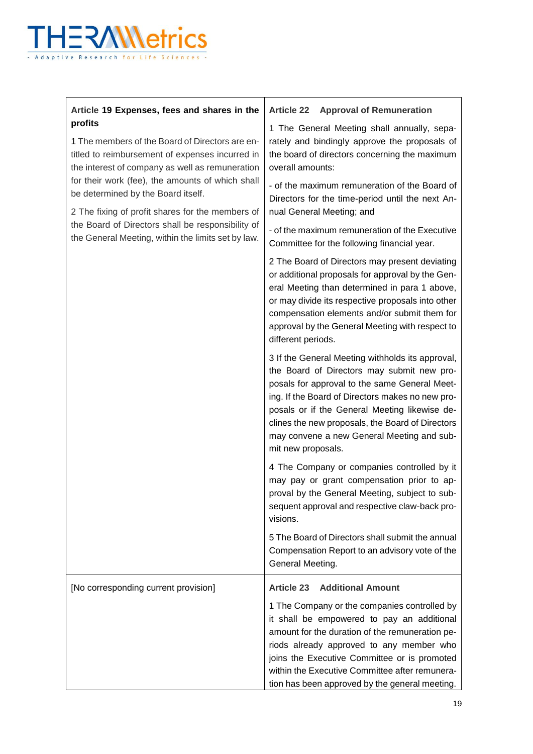| **Article 19 Expenses, fees and shares in the profits**<br><br>1 The members of the Board of Directors are entitled to reimbursement of expenses incurred in the interest of company as well as remuneration for their work (fee), the amounts of which shall be determined by the Board itself.<br><br>2 The fixing of profit shares for the members of the Board of Directors shall be responsibility of the General Meeting, within the limits set by law. | **Article 22 Approval of Remuneration**<br><br>1 The General Meeting shall annually, separately and bindingly approve the proposals of the board of directors concerning the maximum overall amounts:<br><br>- of the maximum remuneration of the Board of Directors for the time-period until the next Annual General Meeting; and<br><br>- of the maximum remuneration of the Executive Committee for the following financial year.<br><br>2 The Board of Directors may present deviating or additional proposals for approval by the General Meeting than determined in para 1 above, or may divide its respective proposals into other compensation elements and/or submit them for approval by the General Meeting with respect to different periods.<br><br>3 If the General Meeting withholds its approval, the Board of Directors may submit new proposals for approval to the same General Meeting. If the Board of Directors makes no new proposals or if the General Meeting likewise declines the new proposals, the Board of Directors may convene a new General Meeting and submit new proposals.<br><br>4 The Company or companies controlled by it may pay or grant compensation prior to approval by the General Meeting, subject to subsequent approval and respective claw-back provisions.<br><br>5 The Board of Directors shall submit the annual Compensation Report to an advisory vote of the General Meeting. |
|---|---|
| [No corresponding current provision] | **Article 23 Additional Amount**<br><br>1 The Company or the companies controlled by it shall be empowered to pay an additional amount for the duration of the remuneration periods already approved to any member who joins the Executive Committee or is promoted within the Executive Committee after remuneration has been approved by the general meeting. |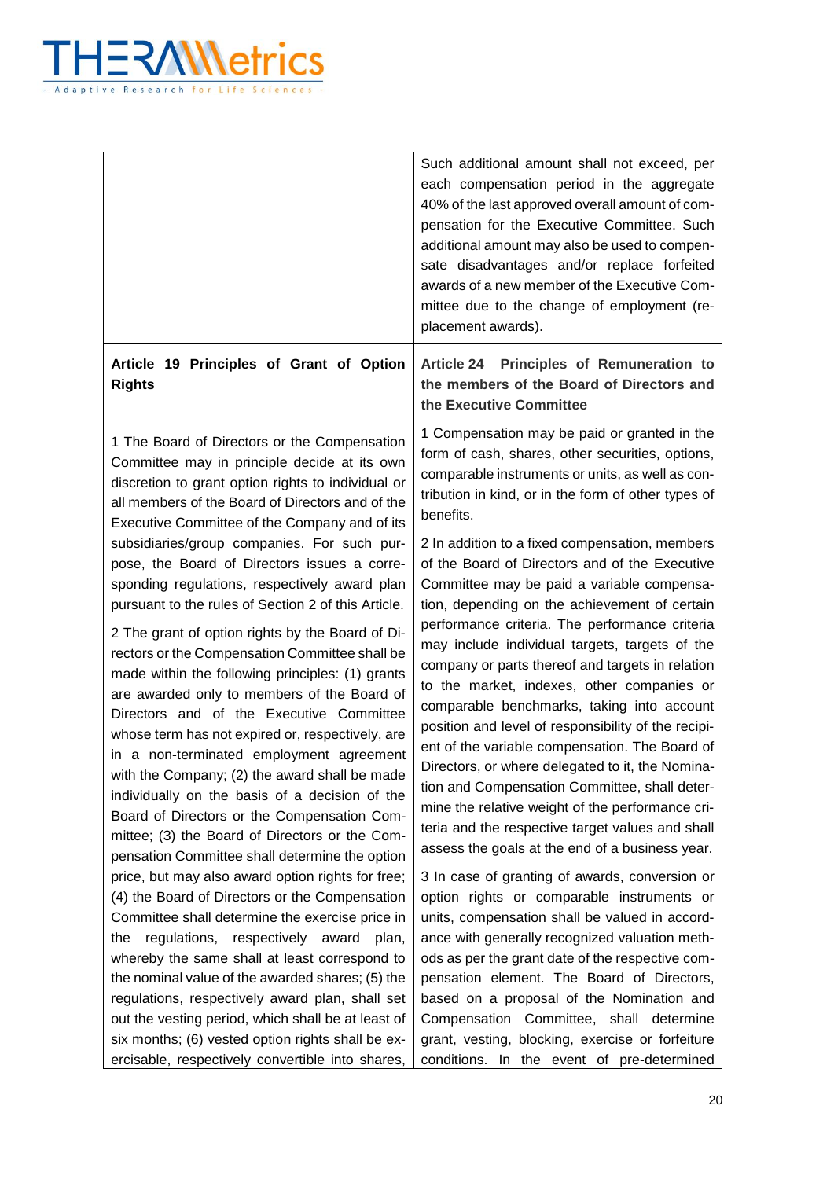| | |
|---|---|
| | Such additional amount shall not exceed, per each compensation period in the aggregate 40% of the last approved overall amount of compensation for the Executive Committee. Such additional amount may also be used to compensate disadvantages and/or replace forfeited awards of a new member of the Executive Committee due to the change of employment (replacement awards). |
| **Article 19 Principles of Grant of Option Rights**<br><br>1 The Board of Directors or the Compensation Committee may in principle decide at its own discretion to grant option rights to individual or all members of the Board of Directors and of the Executive Committee of the Company and of its subsidiaries/group companies. For such purpose, the Board of Directors issues a corresponding regulations, respectively award plan pursuant to the rules of Section 2 of this Article.<br><br>2 The grant of option rights by the Board of Directors or the Compensation Committee shall be made within the following principles: (1) grants are awarded only to members of the Board of Directors and of the Executive Committee whose term has not expired or, respectively, are in a non-terminated employment agreement with the Company; (2) the award shall be made individually on the basis of a decision of the Board of Directors or the Compensation Committee; (3) the Board of Directors or the Compensation Committee shall determine the option price, but may also award option rights for free; (4) the Board of Directors or the Compensation Committee shall determine the exercise price in the regulations, respectively award plan, whereby the same shall at least correspond to the nominal value of the awarded shares; (5) the regulations, respectively award plan, shall set out the vesting period, which shall be at least of six months; (6) vested option rights shall be exercisable, respectively convertible into shares, | **Article 24 Principles of Remuneration to the members of the Board of Directors and the Executive Committee**<br><br>1 Compensation may be paid or granted in the form of cash, shares, other securities, options, comparable instruments or units, as well as contribution in kind, or in the form of other types of benefits.<br><br>2 In addition to a fixed compensation, members of the Board of Directors and of the Executive Committee may be paid a variable compensation, depending on the achievement of certain performance criteria. The performance criteria may include individual targets, targets of the company or parts thereof and targets in relation to the market, indexes, other companies or comparable benchmarks, taking into account position and level of responsibility of the recipient of the variable compensation. The Board of Directors, or where delegated to it, the Nomination and Compensation Committee, shall determine the relative weight of the performance criteria and the respective target values and shall assess the goals at the end of a business year.<br><br>3 In case of granting of awards, conversion or option rights or comparable instruments or units, compensation shall be valued in accordance with generally recognized valuation methods as per the grant date of the respective compensation element. The Board of Directors, based on a proposal of the Nomination and Compensation Committee, shall determine grant, vesting, blocking, exercise or forfeiture conditions. In the event of pre-determined |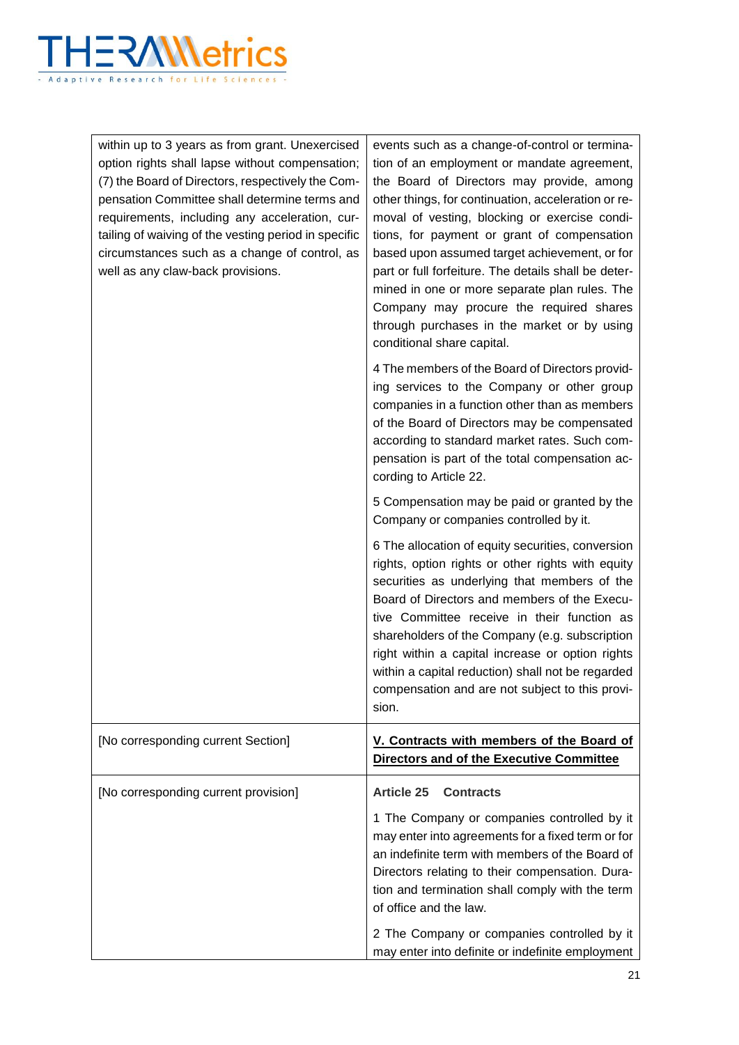| | |
|---|---|
| within up to 3 years as from grant. Unexercised option rights shall lapse without compensation; (7) the Board of Directors, respectively the Compensation Committee shall determine terms and requirements, including any acceleration, curtailing of waiving of the vesting period in specific circumstances such as a change of control, as well as any claw-back provisions. | events such as a change-of-control or termination of an employment or mandate agreement, the Board of Directors may provide, among other things, for continuation, acceleration or removal of vesting, blocking or exercise conditions, for payment or grant of compensation based upon assumed target achievement, or for part or full forfeiture. The details shall be determined in one or more separate plan rules. The Company may procure the required shares through purchases in the market or by using conditional share capital.<br><br>4 The members of the Board of Directors providing services to the Company or other group companies in a function other than as members of the Board of Directors may be compensated according to standard market rates. Such compensation is part of the total compensation according to Article 22.<br><br>5 Compensation may be paid or granted by the Company or companies controlled by it.<br><br>6 The allocation of equity securities, conversion rights, option rights or other rights with equity securities as underlying that members of the Board of Directors and members of the Executive Committee receive in their function as shareholders of the Company (e.g. subscription right within a capital increase or option rights within a capital reduction) shall not be regarded compensation and are not subject to this provision. |
| [No corresponding current Section] | **<u>V. Contracts with members of the Board of Directors and of the Executive Committee</u>** |
| [No corresponding current provision] | **Article 25 Contracts**<br><br>1 The Company or companies controlled by it may enter into agreements for a fixed term or for an indefinite term with members of the Board of Directors relating to their compensation. Duration and termination shall comply with the term of office and the law.<br><br>2 The Company or companies controlled by it may enter into definite or indefinite employment |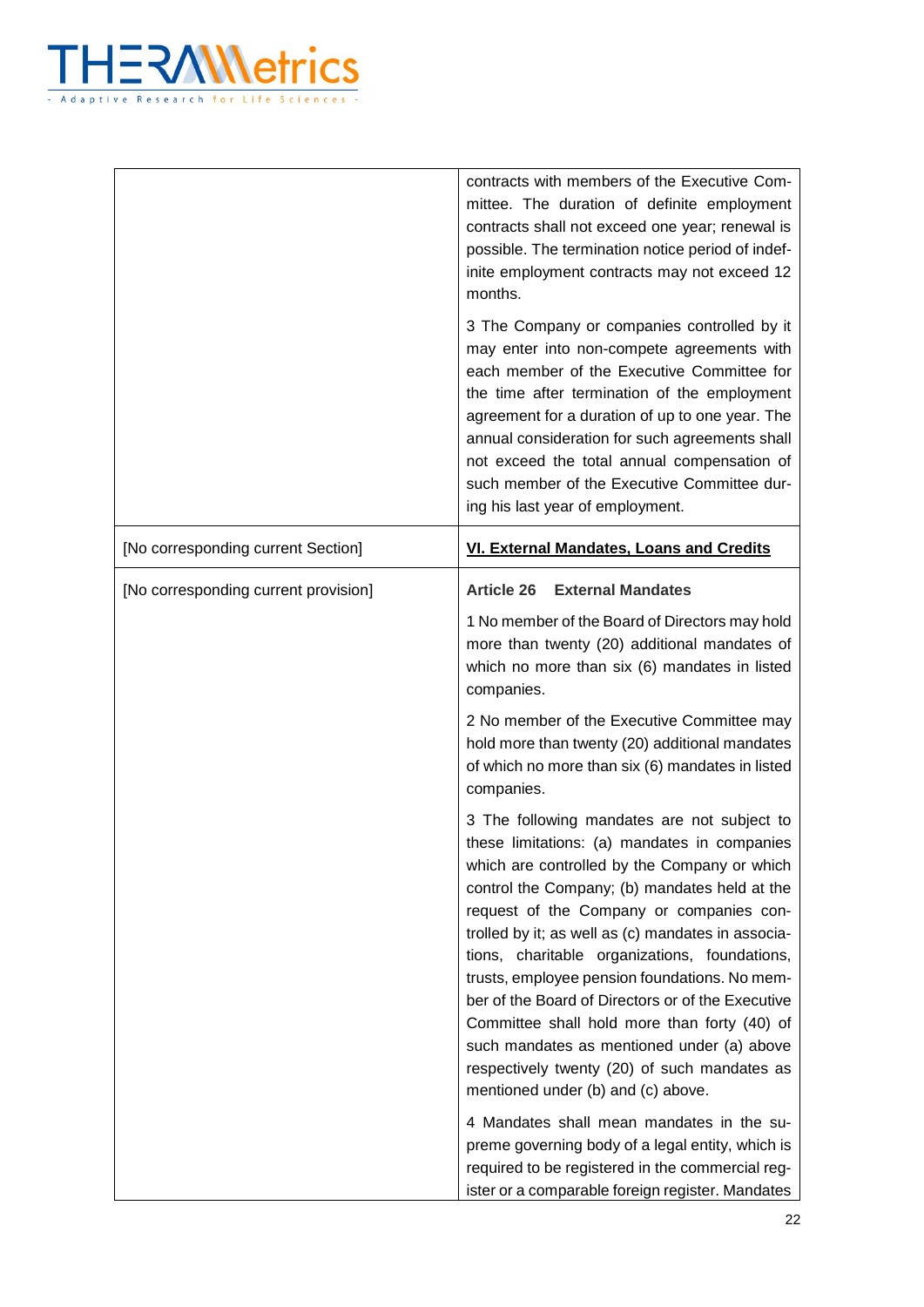| | |
|---|---|
| | contracts with members of the Executive Committee. The duration of definite employment contracts shall not exceed one year; renewal is possible. The termination notice period of indefinite employment contracts may not exceed 12 months.<br><br>3 The Company or companies controlled by it may enter into non-compete agreements with each member of the Executive Committee for the time after termination of the employment agreement for a duration of up to one year. The annual consideration for such agreements shall not exceed the total annual compensation of such member of the Executive Committee during his last year of employment. |
| [No corresponding current Section] | <u>**VI. External Mandates, Loans and Credits**</u> |
| [No corresponding current provision] | **Article 26 External Mandates**<br><br>1 No member of the Board of Directors may hold more than twenty (20) additional mandates of which no more than six (6) mandates in listed companies.<br><br>2 No member of the Executive Committee may hold more than twenty (20) additional mandates of which no more than six (6) mandates in listed companies.<br><br>3 The following mandates are not subject to these limitations: (a) mandates in companies which are controlled by the Company or which control the Company; (b) mandates held at the request of the Company or companies controlled by it; as well as (c) mandates in associations, charitable organizations, foundations, trusts, employee pension foundations. No member of the Board of Directors or of the Executive Committee shall hold more than forty (40) of such mandates as mentioned under (a) above respectively twenty (20) of such mandates as mentioned under (b) and (c) above.<br><br>4 Mandates shall mean mandates in the supreme governing body of a legal entity, which is required to be registered in the commercial register or a comparable foreign register. Mandates |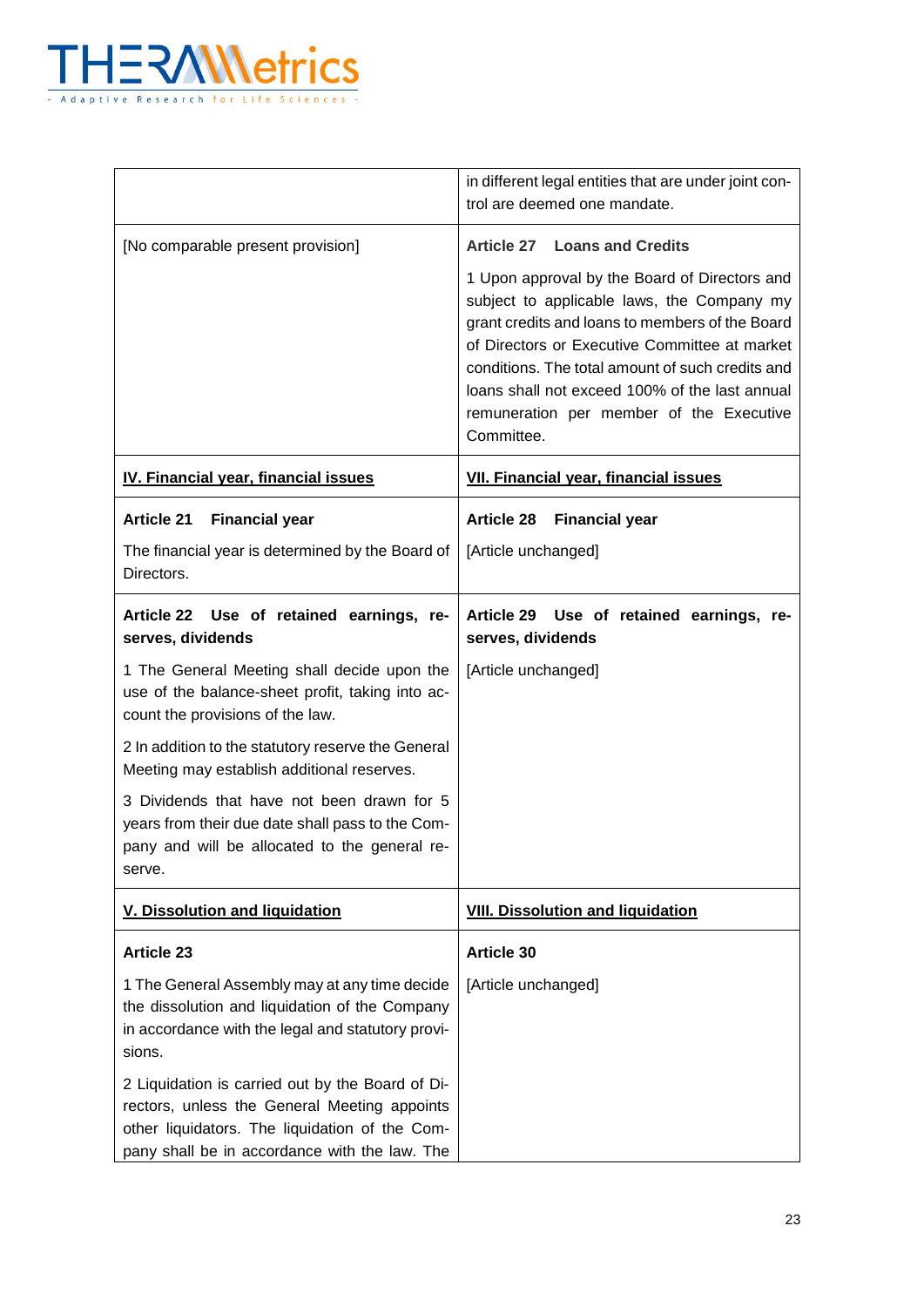| | |
|---|---|
| | in different legal entities that are under joint control are deemed one mandate. |
| [No comparable present provision] | **Article 27 Loans and Credits**<br><br>1 Upon approval by the Board of Directors and subject to applicable laws, the Company my grant credits and loans to members of the Board of Directors or Executive Committee at market conditions. The total amount of such credits and loans shall not exceed 100% of the last annual remuneration per member of the Executive Committee. |
| **IV. Financial year, financial issues** | **VII. Financial year, financial issues** |
| **Article 21 Financial year**<br><br>The financial year is determined by the Board of Directors. | **Article 28 Financial year**<br><br>[Article unchanged] |
| **Article 22 Use of retained earnings, reserves, dividends**<br><br>1 The General Meeting shall decide upon the use of the balance-sheet profit, taking into account the provisions of the law.<br><br>2 In addition to the statutory reserve the General Meeting may establish additional reserves.<br><br>3 Dividends that have not been drawn for 5 years from their due date shall pass to the Company and will be allocated to the general reserve. | **Article 29 Use of retained earnings, reserves, dividends**<br><br>[Article unchanged] |
| **V. Dissolution and liquidation** | **VIII. Dissolution and liquidation** |
| **Article 23**<br><br>1 The General Assembly may at any time decide the dissolution and liquidation of the Company in accordance with the legal and statutory provisions.<br><br>2 Liquidation is carried out by the Board of Directors, unless the General Meeting appoints other liquidators. The liquidation of the Company shall be in accordance with the law. The | **Article 30**<br><br>[Article unchanged] |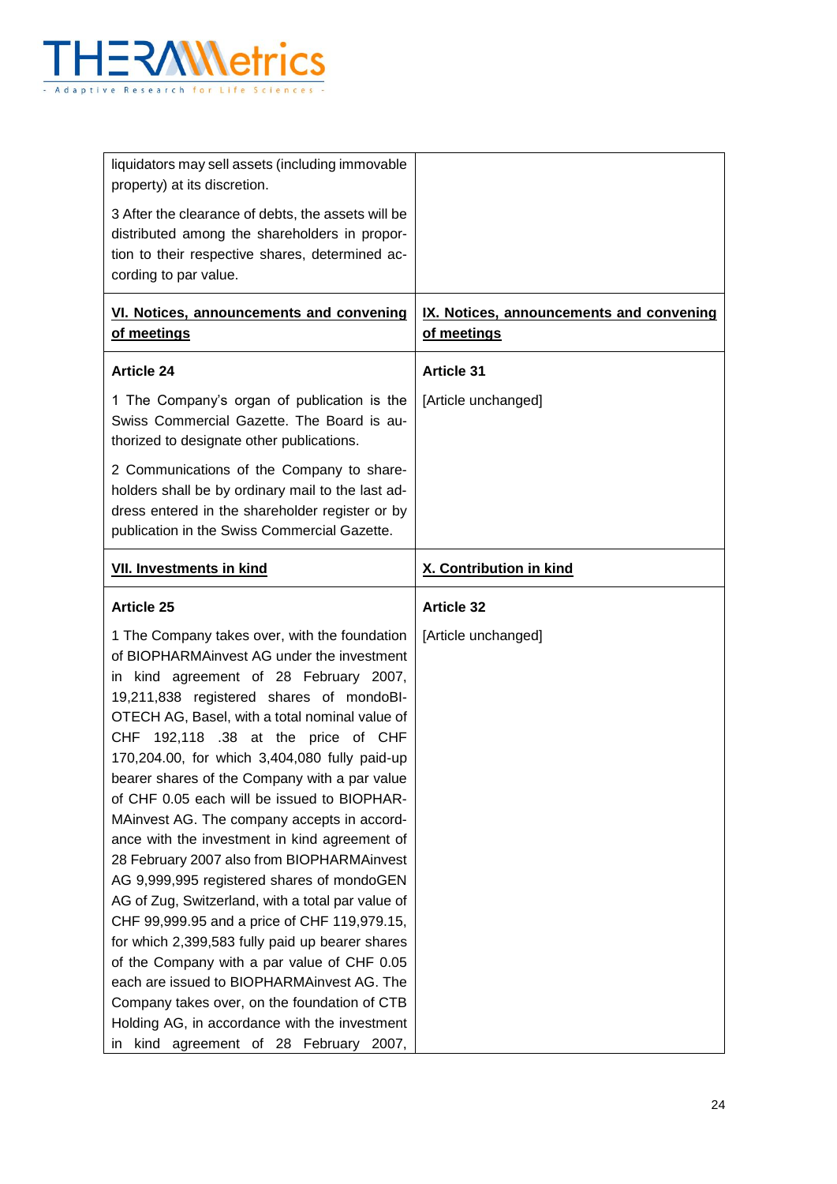| | |
|---|---|
| liquidators may sell assets (including immovable property) at its discretion.<br><br>3 After the clearance of debts, the assets will be distributed among the shareholders in proportion to their respective shares, determined according to par value. | |
| **<u>VI. Notices, announcements and convening of meetings</u>** | **<u>IX. Notices, announcements and convening of meetings</u>** |
| **Article 24**<br><br>1 The Company's organ of publication is the Swiss Commercial Gazette. The Board is authorized to designate other publications.<br><br>2 Communications of the Company to shareholders shall be by ordinary mail to the last address entered in the shareholder register or by publication in the Swiss Commercial Gazette. | **Article 31**<br><br>[Article unchanged] |
| **<u>VII. Investments in kind</u>** | **<u>X. Contribution in kind</u>** |
| **Article 25**<br><br>1 The Company takes over, with the foundation of BIOPHARMAinvest AG under the investment in kind agreement of 28 February 2007, 19,211,838 registered shares of mondoBIOTECH AG, Basel, with a total nominal value of CHF 192,118 .38 at the price of CHF 170,204.00, for which 3,404,080 fully paid-up bearer shares of the Company with a par value of CHF 0.05 each will be issued to BIOPHARMAinvest AG. The company accepts in accordance with the investment in kind agreement of 28 February 2007 also from BIOPHARMAinvest AG 9,999,995 registered shares of mondoGEN AG of Zug, Switzerland, with a total par value of CHF 99,999.95 and a price of CHF 119,979.15, for which 2,399,583 fully paid up bearer shares of the Company with a par value of CHF 0.05 each are issued to BIOPHARMAinvest AG. The Company takes over, on the foundation of CTB Holding AG, in accordance with the investment in kind agreement of 28 February 2007, | **Article 32**<br><br>[Article unchanged] |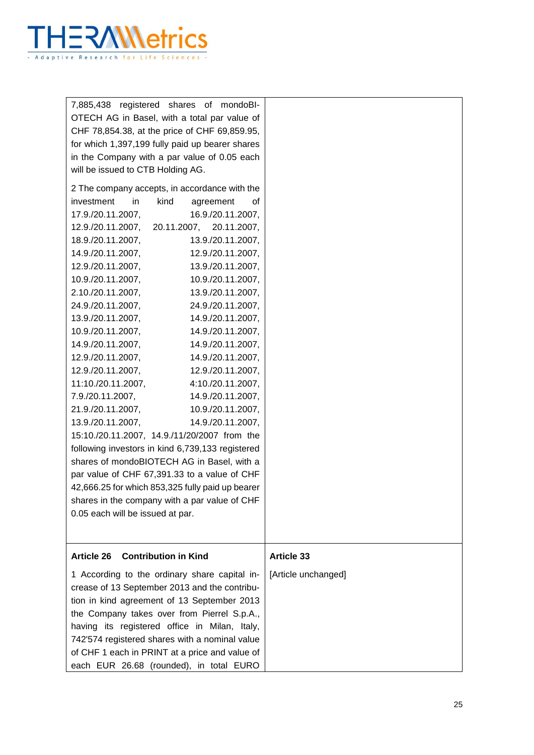| | |
|---|---|
| 7,885,438 registered shares of mondoBIOTECH AG in Basel, with a total par value of CHF 78,854.38, at the price of CHF 69,859.95, for which 1,397,199 fully paid up bearer shares in the Company with a par value of 0.05 each will be issued to CTB Holding AG.<br><br>2 The company accepts, in accordance with the investment in kind agreement of 17.9./20.11.2007, 16.9./20.11.2007, 12.9./20.11.2007, 20.11.2007, 20.11.2007, 18.9./20.11.2007, 13.9./20.11.2007, 14.9./20.11.2007, 12.9./20.11.2007, 12.9./20.11.2007, 13.9./20.11.2007, 10.9./20.11.2007, 10.9./20.11.2007, 2.10./20.11.2007, 13.9./20.11.2007, 24.9./20.11.2007, 24.9./20.11.2007, 13.9./20.11.2007, 14.9./20.11.2007, 10.9./20.11.2007, 14.9./20.11.2007, 14.9./20.11.2007, 14.9./20.11.2007, 12.9./20.11.2007, 14.9./20.11.2007, 12.9./20.11.2007, 12.9./20.11.2007, 11:10./20.11.2007, 4:10./20.11.2007, 7.9./20.11.2007, 14.9./20.11.2007, 21.9./20.11.2007, 10.9./20.11.2007, 13.9./20.11.2007, 14.9./20.11.2007, 15:10./20.11.2007, 14.9./11/20/2007 from the following investors in kind 6,739,133 registered shares of mondoBIOTECH AG in Basel, with a par value of CHF 67,391.33 to a value of CHF 42,666.25 for which 853,325 fully paid up bearer shares in the company with a par value of CHF 0.05 each will be issued at par. | |
| **Article 26 Contribution in Kind**<br><br>1 According to the ordinary share capital increase of 13 September 2013 and the contribution in kind agreement of 13 September 2013 the Company takes over from Pierrel S.p.A., having its registered office in Milan, Italy, 742'574 registered shares with a nominal value of CHF 1 each in PRINT at a price and value of each EUR 26.68 (rounded), in total EURO | **Article 33**<br><br>[Article unchanged] |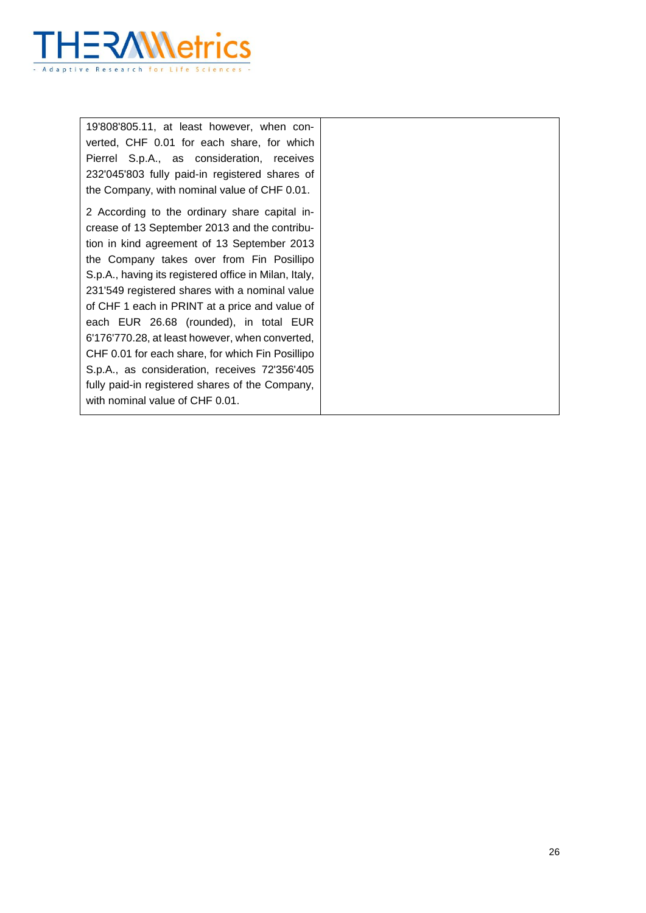| | |
|---|---|
| 19'808'805.11, at least however, when converted, CHF 0.01 for each share, for which Pierrel S.p.A., as consideration, receives 232'045'803 fully paid-in registered shares of the Company, with nominal value of CHF 0.01.<br><br>2 According to the ordinary share capital increase of 13 September 2013 and the contribution in kind agreement of 13 September 2013 the Company takes over from Fin Posillipo S.p.A., having its registered office in Milan, Italy, 231'549 registered shares with a nominal value of CHF 1 each in PRINT at a price and value of each EUR 26.68 (rounded), in total EUR 6'176'770.28, at least however, when converted, CHF 0.01 for each share, for which Fin Posillipo S.p.A., as consideration, receives 72'356'405 fully paid-in registered shares of the Company, with nominal value of CHF 0.01. | |